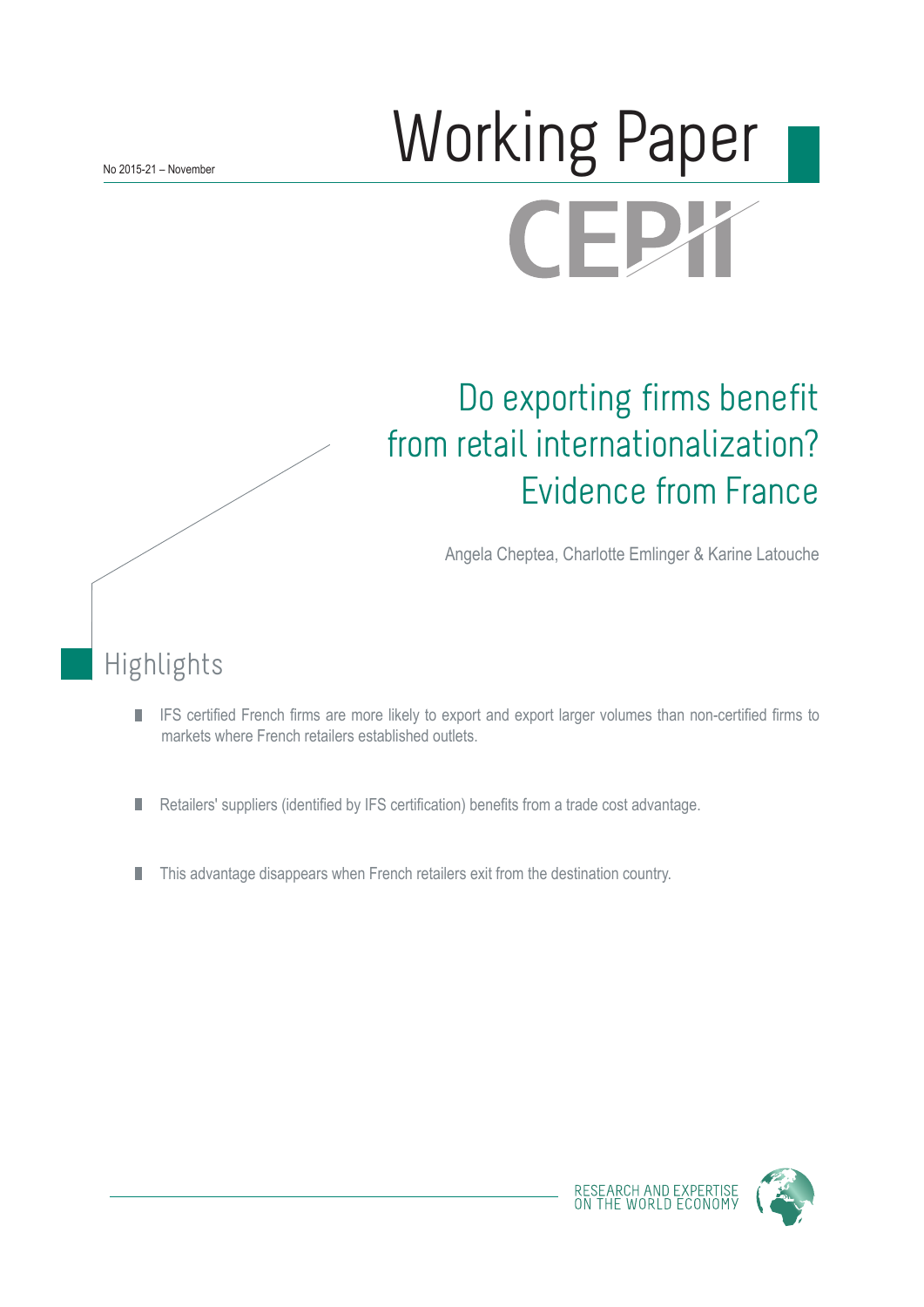No 2015-21 – November

# Working Paper

CEPII

# Do exporting firms benefit from retail internationalization? Evidence from France

Angela Cheptea, Charlotte Emlinger & Karine Latouche

## Highlights

- IFS certified French firms are more likely to export and export larger volumes than non-certified firms to markets where French retailers established outlets.
- Retailers' suppliers (identified by IFS certification) benefits from a trade cost advantage.
- This advantage disappears when French retailers exit from the destination country.

RESEARCH AND EXPERTISE ON THE WORLD ECONOMY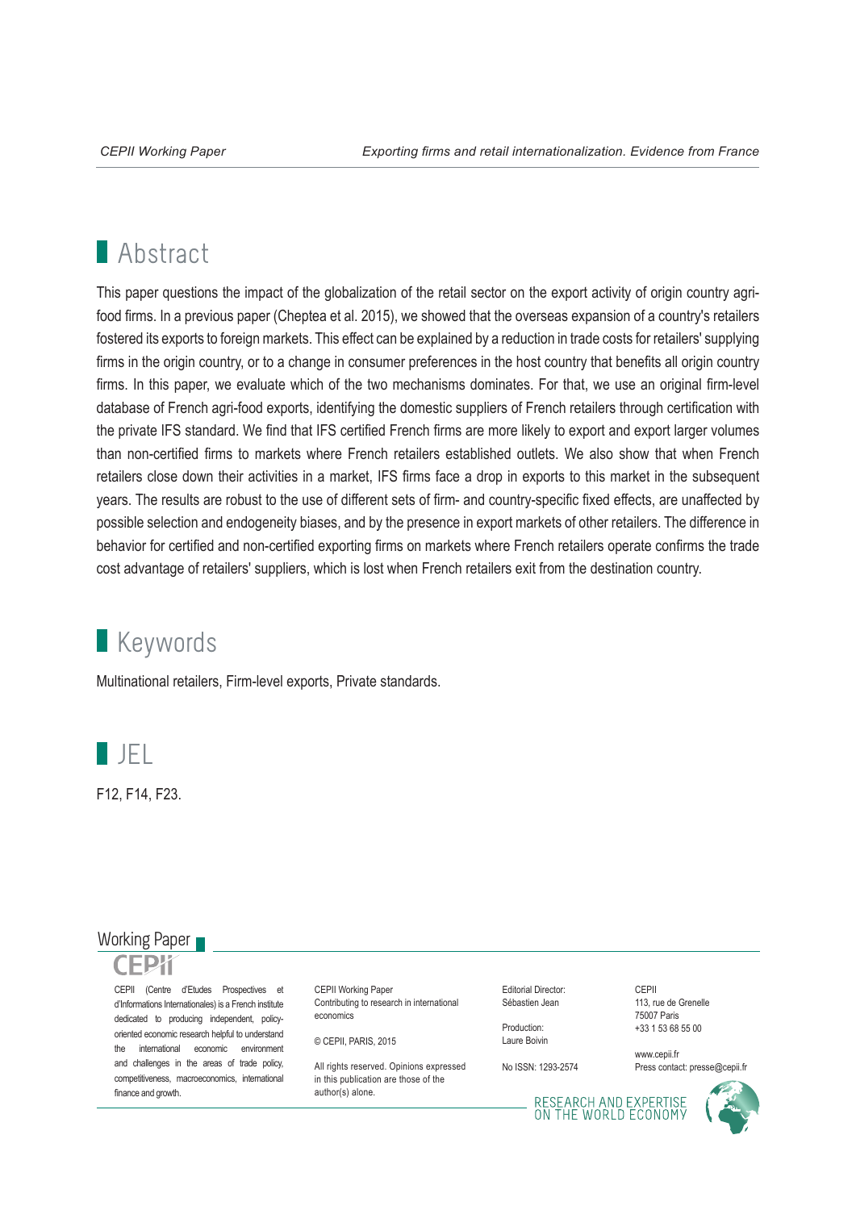## Abstract

This paper questions the impact of the globalization of the retail sector on the export activity of origin country agri-food firms. In a previous paper (Cheptea et al. 2015), we showed that the overseas expansion of a country's retailers fostered its exports to foreign markets. This effect can be explained by a reduction in trade costs for retailers' supplying firms in the origin country, or to a change in consumer preferences in the host country that benefits all origin country firms. In this paper, we evaluate which of the two mechanisms dominates. For that, we use an original firm-level database of French agri-food exports, identifying the domestic suppliers of French retailers through certification with the private IFS standard. We find that IFS certified French firms are more likely to export and export larger volumes than non-certified firms to markets where French retailers established outlets. We also show that when French retailers close down their activities in a market, IFS firms face a drop in exports to this market in the subsequent years. The results are robust to the use of different sets of firm- and country-specific fixed effects, are unaffected by possible selection and endogeneity biases, and by the presence in export markets of other retailers. The difference in behavior for certified and non-certified exporting firms on markets where French retailers operate confirms the trade cost advantage of retailers' suppliers, which is lost when French retailers exit from the destination country.

## Keywords

Multinational retailers, Firm-level exports, Private standards.

## JEL

F12, F14, F23.

Working Paper

CEPII

CEPII (Centre d'Etudes Prospectives et d'Informations Internationales) is a French institute dedicated to producing independent, policy-oriented economic research helpful to understand the international economic environment and challenges in the areas of trade policy, competitiveness, macroeconomics, international finance and growth.

CEPII Working Paper
Contributing to research in international economics

© CEPII, PARIS, 2015

All rights reserved. Opinions expressed in this publication are those of the author(s) alone.

Editorial Director:
Sébastien Jean

Production:
Laure Boivin

No ISSN: 1293-2574

CEPII
113, rue de Grenelle
75007 Paris
+33 1 53 68 55 00

www.cepii.fr
Press contact: presse@cepii.fr

RESEARCH AND EXPERTISE ON THE WORLD ECONOMY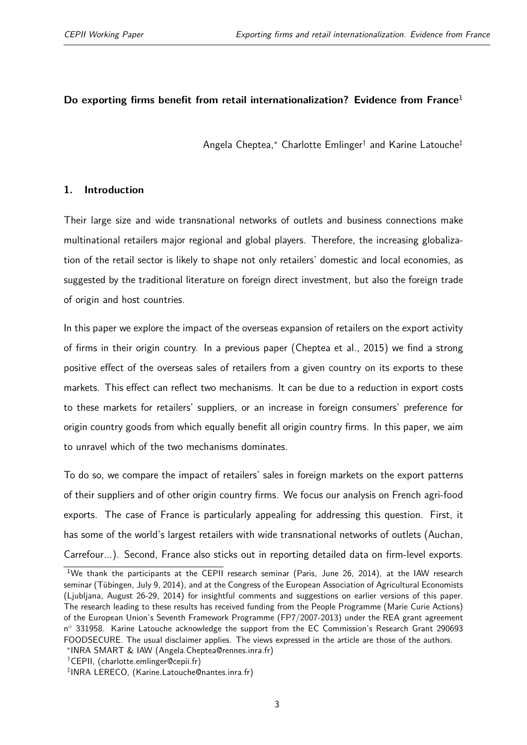# Do exporting firms benefit from retail internationalization? Evidence from France[1]

Angela Cheptea,[*] Charlotte Emlinger[†] and Karine Latouche[‡]

## 1. Introduction

Their large size and wide transnational networks of outlets and business connections make multinational retailers major regional and global players. Therefore, the increasing globalization of the retail sector is likely to shape not only retailers' domestic and local economies, as suggested by the traditional literature on foreign direct investment, but also the foreign trade of origin and host countries.

In this paper we explore the impact of the overseas expansion of retailers on the export activity of firms in their origin country. In a previous paper (Cheptea et al., 2015) we find a strong positive effect of the overseas sales of retailers from a given country on its exports to these markets. This effect can reflect two mechanisms. It can be due to a reduction in export costs to these markets for retailers' suppliers, or an increase in foreign consumers' preference for origin country goods from which equally benefit all origin country firms. In this paper, we aim to unravel which of the two mechanisms dominates.

To do so, we compare the impact of retailers' sales in foreign markets on the export patterns of their suppliers and of other origin country firms. We focus our analysis on French agri-food exports. The case of France is particularly appealing for addressing this question. First, it has some of the world's largest retailers with wide transnational networks of outlets (Auchan, Carrefour...). Second, France also sticks out in reporting detailed data on firm-level exports.

---

[1] We thank the participants at the CEPII research seminar (Paris, June 26, 2014), at the IAW research seminar (Tübingen, July 9, 2014), and at the Congress of the European Association of Agricultural Economists (Ljubljana, August 26-29, 2014) for insightful comments and suggestions on earlier versions of this paper. The research leading to these results has received funding from the People Programme (Marie Curie Actions) of the European Union's Seventh Framework Programme (FP7/2007-2013) under the REA grant agreement n° 331958. Karine Latouche acknowledge the support from the EC Commission's Research Grant 290693 FOODSECURE. The usual disclaimer applies. The views expressed in the article are those of the authors.

[*] INRA SMART & IAW (Angela.Cheptea@rennes.inra.fr)

[†] CEPII, (charlotte.emlinger@cepii.fr)

[‡] INRA LERECO, (Karine.Latouche@nantes.inra.fr)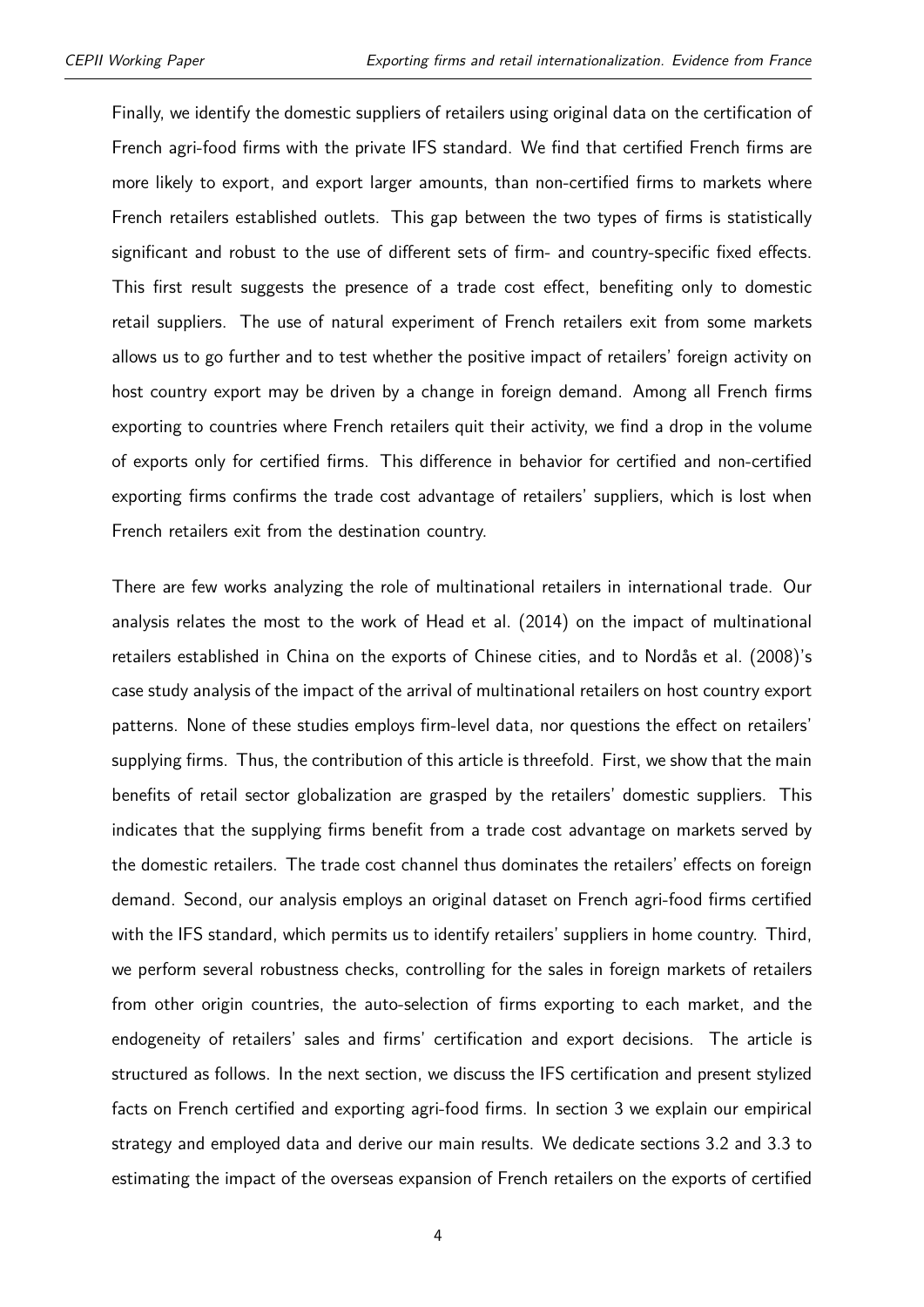Finally, we identify the domestic suppliers of retailers using original data on the certification of French agri-food firms with the private IFS standard. We find that certified French firms are more likely to export, and export larger amounts, than non-certified firms to markets where French retailers established outlets. This gap between the two types of firms is statistically significant and robust to the use of different sets of firm- and country-specific fixed effects. This first result suggests the presence of a trade cost effect, benefiting only to domestic retail suppliers. The use of natural experiment of French retailers exit from some markets allows us to go further and to test whether the positive impact of retailers' foreign activity on host country export may be driven by a change in foreign demand. Among all French firms exporting to countries where French retailers quit their activity, we find a drop in the volume of exports only for certified firms. This difference in behavior for certified and non-certified exporting firms confirms the trade cost advantage of retailers' suppliers, which is lost when French retailers exit from the destination country.

There are few works analyzing the role of multinational retailers in international trade. Our analysis relates the most to the work of Head et al. (2014) on the impact of multinational retailers established in China on the exports of Chinese cities, and to Nordås et al. (2008)'s case study analysis of the impact of the arrival of multinational retailers on host country export patterns. None of these studies employs firm-level data, nor questions the effect on retailers' supplying firms. Thus, the contribution of this article is threefold. First, we show that the main benefits of retail sector globalization are grasped by the retailers' domestic suppliers. This indicates that the supplying firms benefit from a trade cost advantage on markets served by the domestic retailers. The trade cost channel thus dominates the retailers' effects on foreign demand. Second, our analysis employs an original dataset on French agri-food firms certified with the IFS standard, which permits us to identify retailers' suppliers in home country. Third, we perform several robustness checks, controlling for the sales in foreign markets of retailers from other origin countries, the auto-selection of firms exporting to each market, and the endogeneity of retailers' sales and firms' certification and export decisions. The article is structured as follows. In the next section, we discuss the IFS certification and present stylized facts on French certified and exporting agri-food firms. In section 3 we explain our empirical strategy and employed data and derive our main results. We dedicate sections 3.2 and 3.3 to estimating the impact of the overseas expansion of French retailers on the exports of certified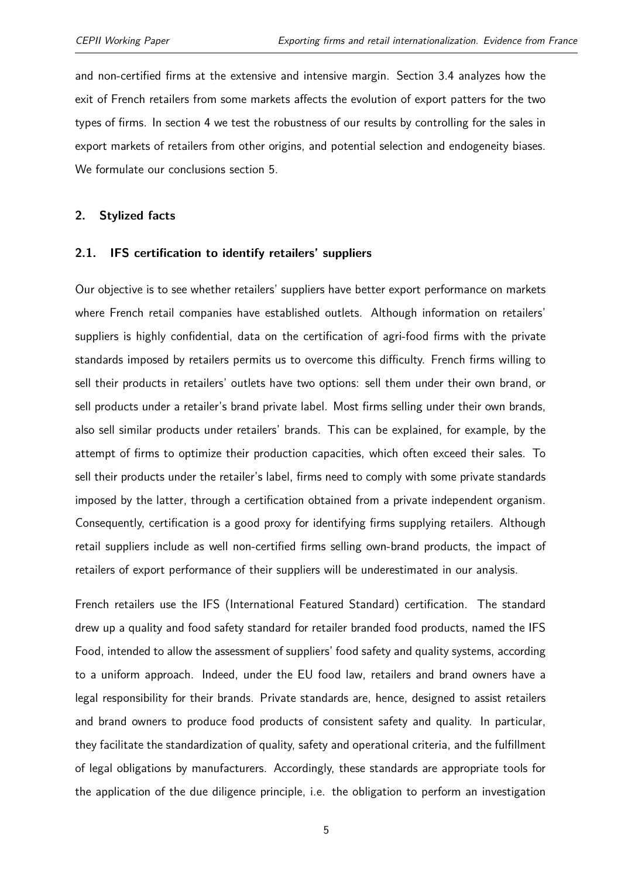and non-certified firms at the extensive and intensive margin. Section 3.4 analyzes how the exit of French retailers from some markets affects the evolution of export patters for the two types of firms. In section 4 we test the robustness of our results by controlling for the sales in export markets of retailers from other origins, and potential selection and endogeneity biases. We formulate our conclusions section 5.

## 2. Stylized facts

### 2.1. IFS certification to identify retailers' suppliers

Our objective is to see whether retailers' suppliers have better export performance on markets where French retail companies have established outlets. Although information on retailers' suppliers is highly confidential, data on the certification of agri-food firms with the private standards imposed by retailers permits us to overcome this difficulty. French firms willing to sell their products in retailers' outlets have two options: sell them under their own brand, or sell products under a retailer's brand private label. Most firms selling under their own brands, also sell similar products under retailers' brands. This can be explained, for example, by the attempt of firms to optimize their production capacities, which often exceed their sales. To sell their products under the retailer's label, firms need to comply with some private standards imposed by the latter, through a certification obtained from a private independent organism. Consequently, certification is a good proxy for identifying firms supplying retailers. Although retail suppliers include as well non-certified firms selling own-brand products, the impact of retailers of export performance of their suppliers will be underestimated in our analysis.

French retailers use the IFS (International Featured Standard) certification. The standard drew up a quality and food safety standard for retailer branded food products, named the IFS Food, intended to allow the assessment of suppliers' food safety and quality systems, according to a uniform approach. Indeed, under the EU food law, retailers and brand owners have a legal responsibility for their brands. Private standards are, hence, designed to assist retailers and brand owners to produce food products of consistent safety and quality. In particular, they facilitate the standardization of quality, safety and operational criteria, and the fulfillment of legal obligations by manufacturers. Accordingly, these standards are appropriate tools for the application of the due diligence principle, i.e. the obligation to perform an investigation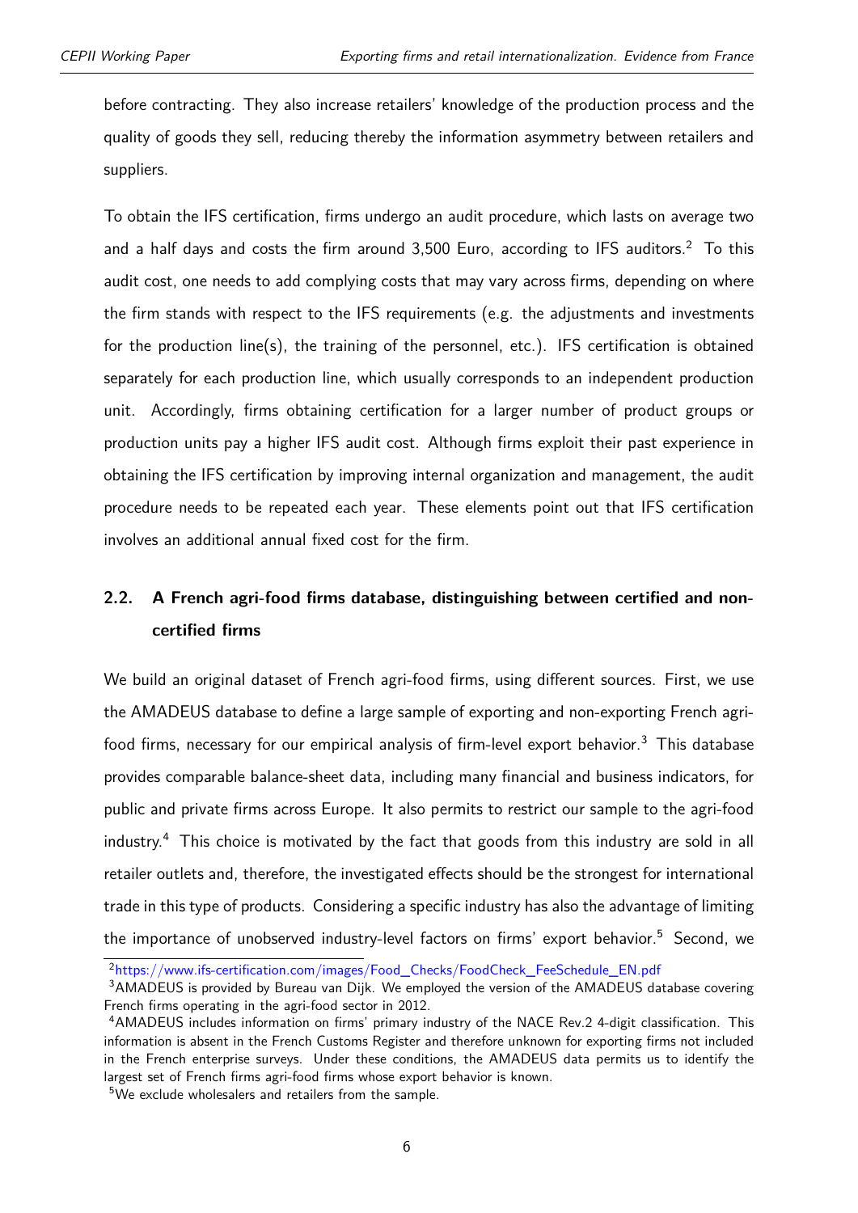before contracting. They also increase retailers' knowledge of the production process and the quality of goods they sell, reducing thereby the information asymmetry between retailers and suppliers.

To obtain the IFS certification, firms undergo an audit procedure, which lasts on average two and a half days and costs the firm around 3,500 Euro, according to IFS auditors.[2] To this audit cost, one needs to add complying costs that may vary across firms, depending on where the firm stands with respect to the IFS requirements (e.g. the adjustments and investments for the production line(s), the training of the personnel, etc.). IFS certification is obtained separately for each production line, which usually corresponds to an independent production unit. Accordingly, firms obtaining certification for a larger number of product groups or production units pay a higher IFS audit cost. Although firms exploit their past experience in obtaining the IFS certification by improving internal organization and management, the audit procedure needs to be repeated each year. These elements point out that IFS certification involves an additional annual fixed cost for the firm.

## 2.2. A French agri-food firms database, distinguishing between certified and non-certified firms

We build an original dataset of French agri-food firms, using different sources. First, we use the AMADEUS database to define a large sample of exporting and non-exporting French agri-food firms, necessary for our empirical analysis of firm-level export behavior.[3] This database provides comparable balance-sheet data, including many financial and business indicators, for public and private firms across Europe. It also permits to restrict our sample to the agri-food industry.[4] This choice is motivated by the fact that goods from this industry are sold in all retailer outlets and, therefore, the investigated effects should be the strongest for international trade in this type of products. Considering a specific industry has also the advantage of limiting the importance of unobserved industry-level factors on firms' export behavior.[5] Second, we

[2] https://www.ifs-certification.com/images/Food_Checks/FoodCheck_FeeSchedule_EN.pdf

[3] AMADEUS is provided by Bureau van Dijk. We employed the version of the AMADEUS database covering French firms operating in the agri-food sector in 2012.

[4] AMADEUS includes information on firms' primary industry of the NACE Rev.2 4-digit classification. This information is absent in the French Customs Register and therefore unknown for exporting firms not included in the French enterprise surveys. Under these conditions, the AMADEUS data permits us to identify the largest set of French firms agri-food firms whose export behavior is known.

[5] We exclude wholesalers and retailers from the sample.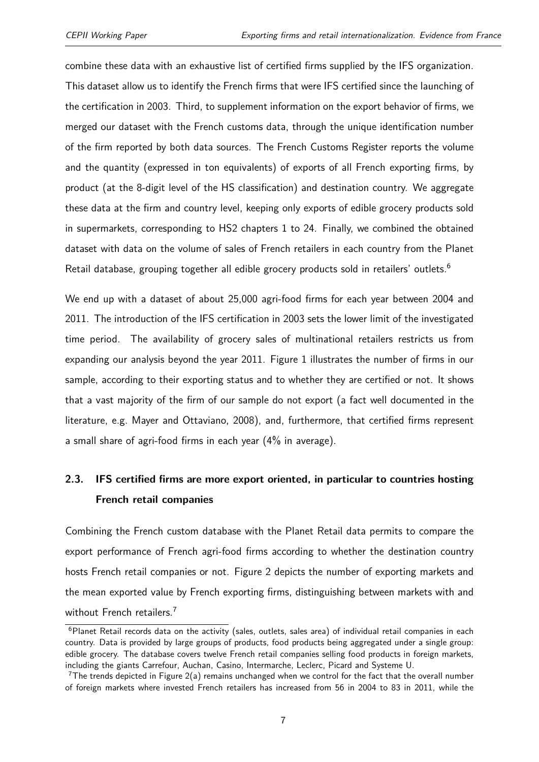combine these data with an exhaustive list of certified firms supplied by the IFS organization. This dataset allow us to identify the French firms that were IFS certified since the launching of the certification in 2003. Third, to supplement information on the export behavior of firms, we merged our dataset with the French customs data, through the unique identification number of the firm reported by both data sources. The French Customs Register reports the volume and the quantity (expressed in ton equivalents) of exports of all French exporting firms, by product (at the 8-digit level of the HS classification) and destination country. We aggregate these data at the firm and country level, keeping only exports of edible grocery products sold in supermarkets, corresponding to HS2 chapters 1 to 24. Finally, we combined the obtained dataset with data on the volume of sales of French retailers in each country from the Planet Retail database, grouping together all edible grocery products sold in retailers' outlets.[6]

We end up with a dataset of about 25,000 agri-food firms for each year between 2004 and 2011. The introduction of the IFS certification in 2003 sets the lower limit of the investigated time period. The availability of grocery sales of multinational retailers restricts us from expanding our analysis beyond the year 2011. Figure 1 illustrates the number of firms in our sample, according to their exporting status and to whether they are certified or not. It shows that a vast majority of the firm of our sample do not export (a fact well documented in the literature, e.g. Mayer and Ottaviano, 2008), and, furthermore, that certified firms represent a small share of agri-food firms in each year (4% in average).

### 2.3. IFS certified firms are more export oriented, in particular to countries hosting French retail companies

Combining the French custom database with the Planet Retail data permits to compare the export performance of French agri-food firms according to whether the destination country hosts French retail companies or not. Figure 2 depicts the number of exporting markets and the mean exported value by French exporting firms, distinguishing between markets with and without French retailers.[7]

[6] Planet Retail records data on the activity (sales, outlets, sales area) of individual retail companies in each country. Data is provided by large groups of products, food products being aggregated under a single group: edible grocery. The database covers twelve French retail companies selling food products in foreign markets, including the giants Carrefour, Auchan, Casino, Intermarche, Leclerc, Picard and Systeme U.

[7] The trends depicted in Figure 2(a) remains unchanged when we control for the fact that the overall number of foreign markets where invested French retailers has increased from 56 in 2004 to 83 in 2011, while the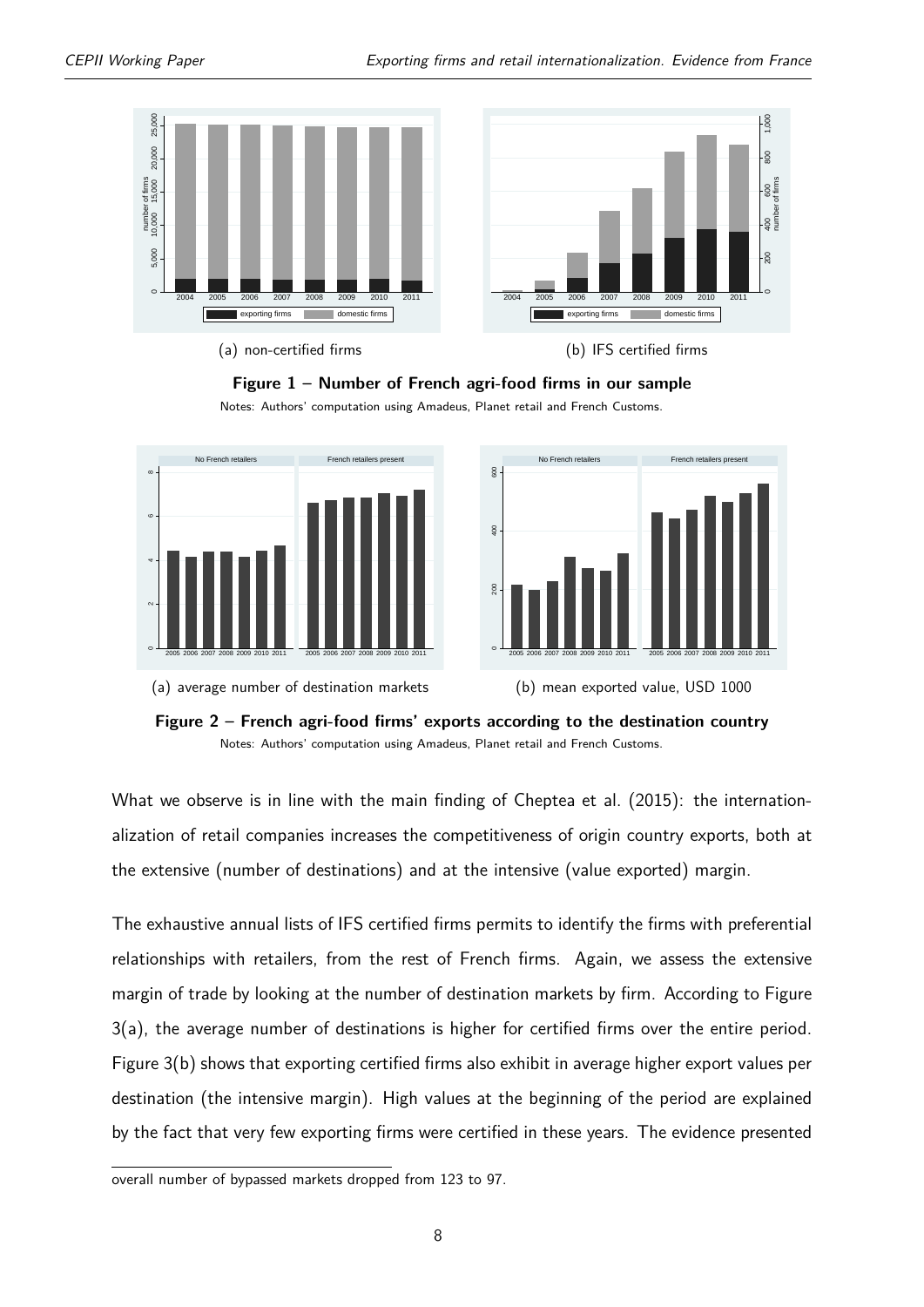(a) non-certified firms

(b) IFS certified firms

**Figure 1 – Number of French agri-food firms in our sample**

Notes: Authors' computation using Amadeus, Planet retail and French Customs.

(a) average number of destination markets

(b) mean exported value, USD 1000

**Figure 2 – French agri-food firms' exports according to the destination country**

Notes: Authors' computation using Amadeus, Planet retail and French Customs.

What we observe is in line with the main finding of Cheptea et al. (2015): the internationalization of retail companies increases the competitiveness of origin country exports, both at the extensive (number of destinations) and at the intensive (value exported) margin.

The exhaustive annual lists of IFS certified firms permits to identify the firms with preferential relationships with retailers, from the rest of French firms. Again, we assess the extensive margin of trade by looking at the number of destination markets by firm. According to Figure 3(a), the average number of destinations is higher for certified firms over the entire period. Figure 3(b) shows that exporting certified firms also exhibit in average higher export values per destination (the intensive margin). High values at the beginning of the period are explained by the fact that very few exporting firms were certified in these years. The evidence presented

overall number of bypassed markets dropped from 123 to 97.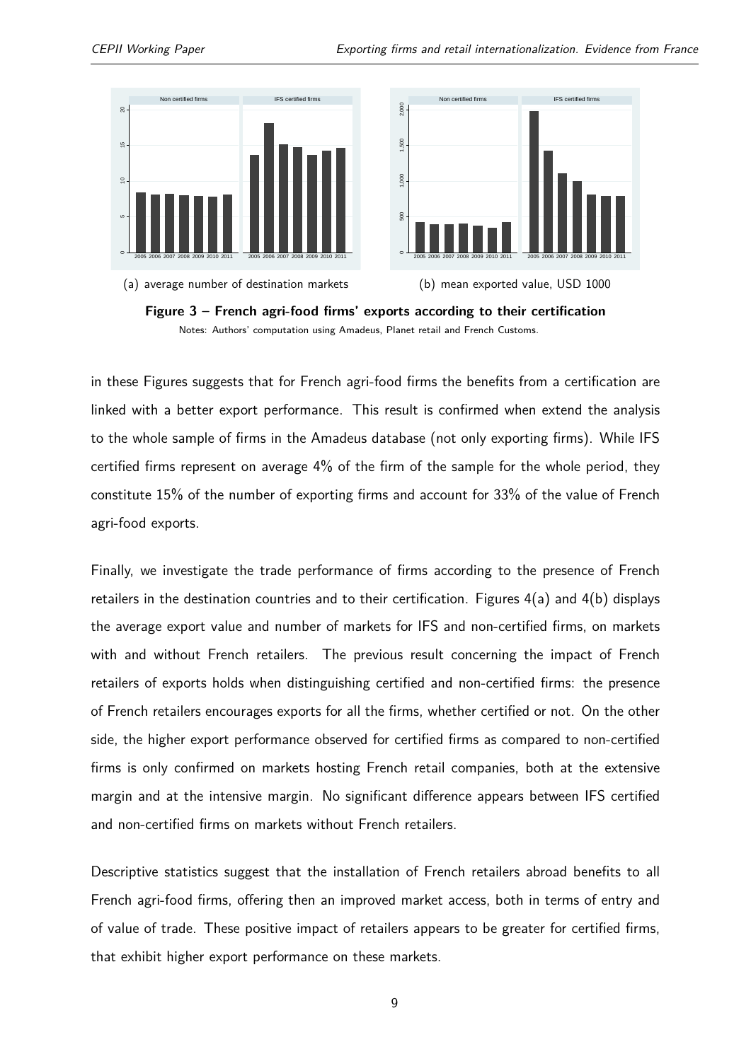(a) average number of destination markets

(b) mean exported value, USD 1000

**Figure 3 – French agri-food firms' exports according to their certification**

Notes: Authors' computation using Amadeus, Planet retail and French Customs.

in these Figures suggests that for French agri-food firms the benefits from a certification are linked with a better export performance. This result is confirmed when extend the analysis to the whole sample of firms in the Amadeus database (not only exporting firms). While IFS certified firms represent on average 4% of the firm of the sample for the whole period, they constitute 15% of the number of exporting firms and account for 33% of the value of French agri-food exports.

Finally, we investigate the trade performance of firms according to the presence of French retailers in the destination countries and to their certification. Figures 4(a) and 4(b) displays the average export value and number of markets for IFS and non-certified firms, on markets with and without French retailers. The previous result concerning the impact of French retailers of exports holds when distinguishing certified and non-certified firms: the presence of French retailers encourages exports for all the firms, whether certified or not. On the other side, the higher export performance observed for certified firms as compared to non-certified firms is only confirmed on markets hosting French retail companies, both at the extensive margin and at the intensive margin. No significant difference appears between IFS certified and non-certified firms on markets without French retailers.

Descriptive statistics suggest that the installation of French retailers abroad benefits to all French agri-food firms, offering then an improved market access, both in terms of entry and of value of trade. These positive impact of retailers appears to be greater for certified firms, that exhibit higher export performance on these markets.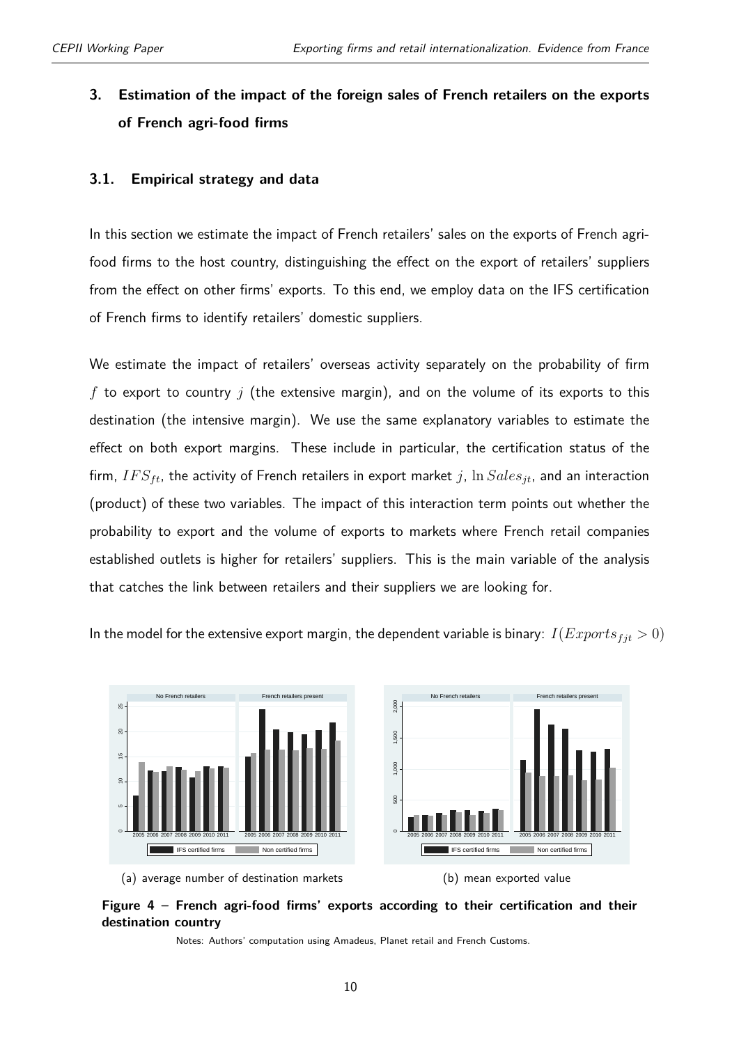## 3. Estimation of the impact of the foreign sales of French retailers on the exports of French agri-food firms

### 3.1. Empirical strategy and data

In this section we estimate the impact of French retailers' sales on the exports of French agri-food firms to the host country, distinguishing the effect on the export of retailers' suppliers from the effect on other firms' exports. To this end, we employ data on the IFS certification of French firms to identify retailers' domestic suppliers.

We estimate the impact of retailers' overseas activity separately on the probability of firm $f$ to export to country $j$ (the extensive margin), and on the volume of its exports to this destination (the intensive margin). We use the same explanatory variables to estimate the effect on both export margins. These include in particular, the certification status of the firm, $IFS_{ft}$, the activity of French retailers in export market $j$, $\ln Sales_{jt}$, and an interaction (product) of these two variables. The impact of this interaction term points out whether the probability to export and the volume of exports to markets where French retail companies established outlets is higher for retailers' suppliers. This is the main variable of the analysis that catches the link between retailers and their suppliers we are looking for.

In the model for the extensive export margin, the dependent variable is binary: $I(Exports_{fjt} > 0)$

(a) average number of destination markets

(b) mean exported value

**Figure 4 – French agri-food firms' exports according to their certification and their destination country**

Notes: Authors' computation using Amadeus, Planet retail and French Customs.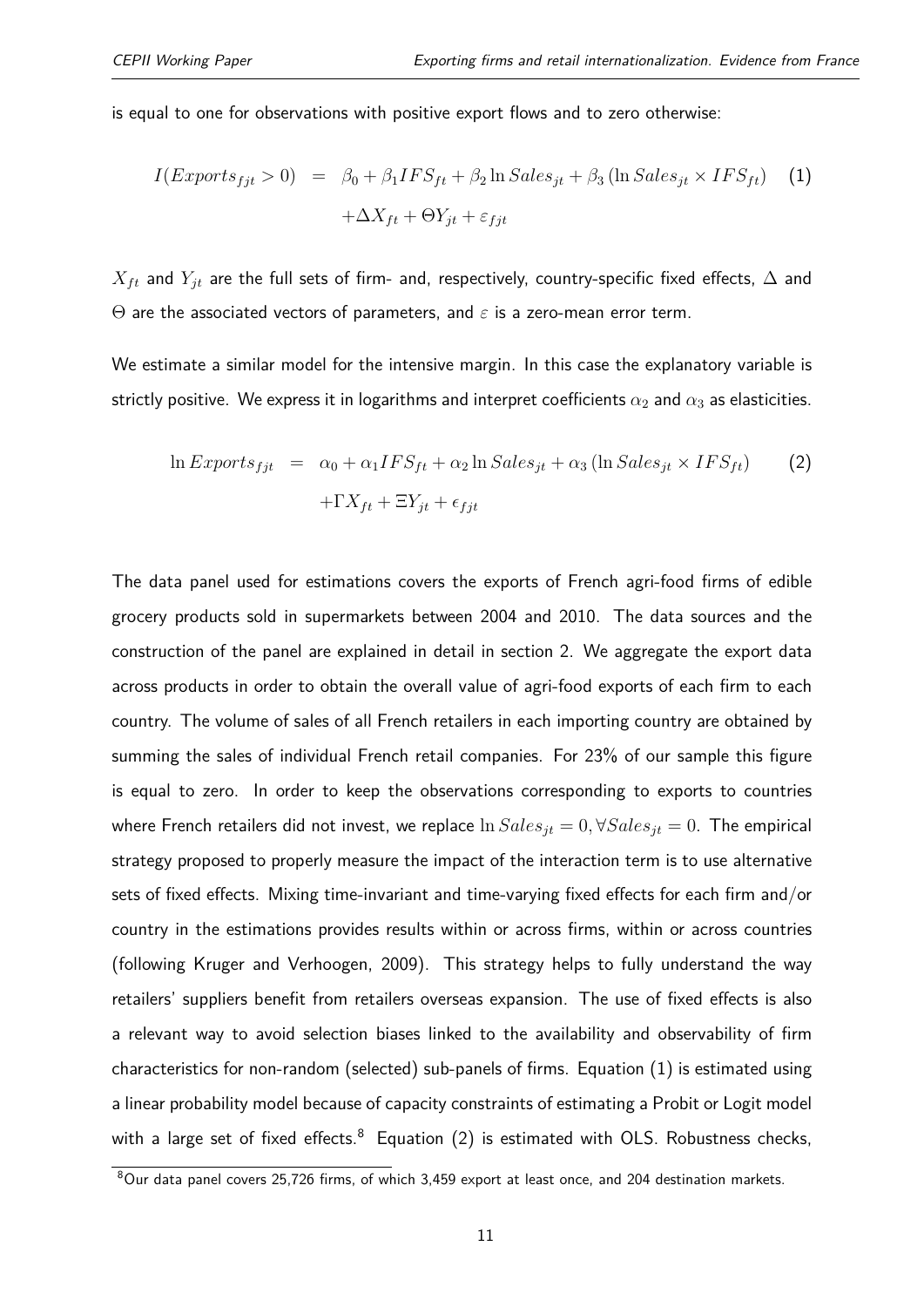is equal to one for observations with positive export flows and to zero otherwise:

$$
\begin{aligned}
I(Exports_{fjt} > 0) &= \beta_0 + \beta_1 IFS_{ft} + \beta_2 \ln Sales_{jt} + \beta_3 (\ln Sales_{jt} \times IFS_{ft}) \qquad (1) \\
&\quad + \Delta X_{ft} + \Theta Y_{jt} + \varepsilon_{fjt}
\end{aligned}
$$

$X_{ft}$ and $Y_{jt}$ are the full sets of firm- and, respectively, country-specific fixed effects, $\Delta$ and $\Theta$ are the associated vectors of parameters, and $\varepsilon$ is a zero-mean error term.

We estimate a similar model for the intensive margin. In this case the explanatory variable is strictly positive. We express it in logarithms and interpret coefficients $\alpha_2$ and $\alpha_3$ as elasticities.

$$
\begin{aligned}
\ln Exports_{fjt} &= \alpha_0 + \alpha_1 IFS_{ft} + \alpha_2 \ln Sales_{jt} + \alpha_3 (\ln Sales_{jt} \times IFS_{ft}) \qquad (2) \\
&\quad + \Gamma X_{ft} + \Xi Y_{jt} + \epsilon_{fjt}
\end{aligned}
$$

The data panel used for estimations covers the exports of French agri-food firms of edible grocery products sold in supermarkets between 2004 and 2010. The data sources and the construction of the panel are explained in detail in section 2. We aggregate the export data across products in order to obtain the overall value of agri-food exports of each firm to each country. The volume of sales of all French retailers in each importing country are obtained by summing the sales of individual French retail companies. For 23% of our sample this figure is equal to zero. In order to keep the observations corresponding to exports to countries where French retailers did not invest, we replace $\ln Sales_{jt} = 0, \forall Sales_{jt} = 0$. The empirical strategy proposed to properly measure the impact of the interaction term is to use alternative sets of fixed effects. Mixing time-invariant and time-varying fixed effects for each firm and/or country in the estimations provides results within or across firms, within or across countries (following Kruger and Verhoogen, 2009). This strategy helps to fully understand the way retailers' suppliers benefit from retailers overseas expansion. The use of fixed effects is also a relevant way to avoid selection biases linked to the availability and observability of firm characteristics for non-random (selected) sub-panels of firms. Equation (1) is estimated using a linear probability model because of capacity constraints of estimating a Probit or Logit model with a large set of fixed effects.[8] Equation (2) is estimated with OLS. Robustness checks,

[8] Our data panel covers 25,726 firms, of which 3,459 export at least once, and 204 destination markets.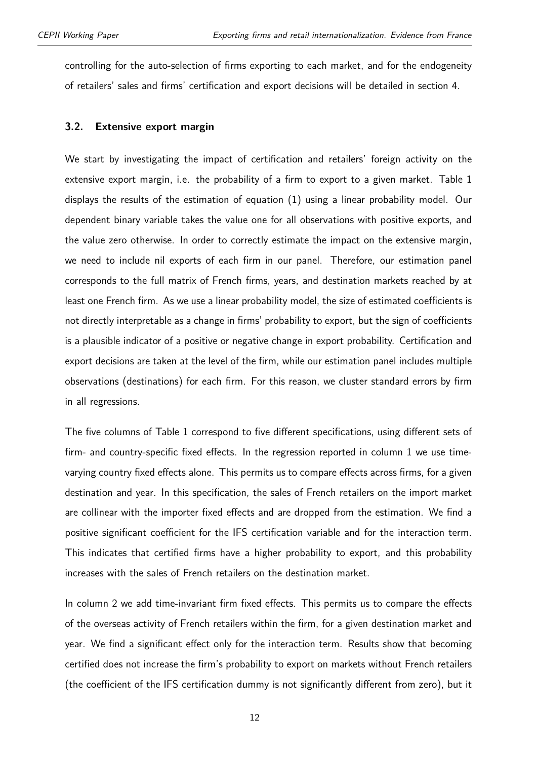controlling for the auto-selection of firms exporting to each market, and for the endogeneity of retailers' sales and firms' certification and export decisions will be detailed in section 4.

### 3.2. Extensive export margin

We start by investigating the impact of certification and retailers' foreign activity on the extensive export margin, i.e. the probability of a firm to export to a given market. Table 1 displays the results of the estimation of equation (1) using a linear probability model. Our dependent binary variable takes the value one for all observations with positive exports, and the value zero otherwise. In order to correctly estimate the impact on the extensive margin, we need to include nil exports of each firm in our panel. Therefore, our estimation panel corresponds to the full matrix of French firms, years, and destination markets reached by at least one French firm. As we use a linear probability model, the size of estimated coefficients is not directly interpretable as a change in firms' probability to export, but the sign of coefficients is a plausible indicator of a positive or negative change in export probability. Certification and export decisions are taken at the level of the firm, while our estimation panel includes multiple observations (destinations) for each firm. For this reason, we cluster standard errors by firm in all regressions.

The five columns of Table 1 correspond to five different specifications, using different sets of firm- and country-specific fixed effects. In the regression reported in column 1 we use time-varying country fixed effects alone. This permits us to compare effects across firms, for a given destination and year. In this specification, the sales of French retailers on the import market are collinear with the importer fixed effects and are dropped from the estimation. We find a positive significant coefficient for the IFS certification variable and for the interaction term. This indicates that certified firms have a higher probability to export, and this probability increases with the sales of French retailers on the destination market.

In column 2 we add time-invariant firm fixed effects. This permits us to compare the effects of the overseas activity of French retailers within the firm, for a given destination market and year. We find a significant effect only for the interaction term. Results show that becoming certified does not increase the firm's probability to export on markets without French retailers (the coefficient of the IFS certification dummy is not significantly different from zero), but it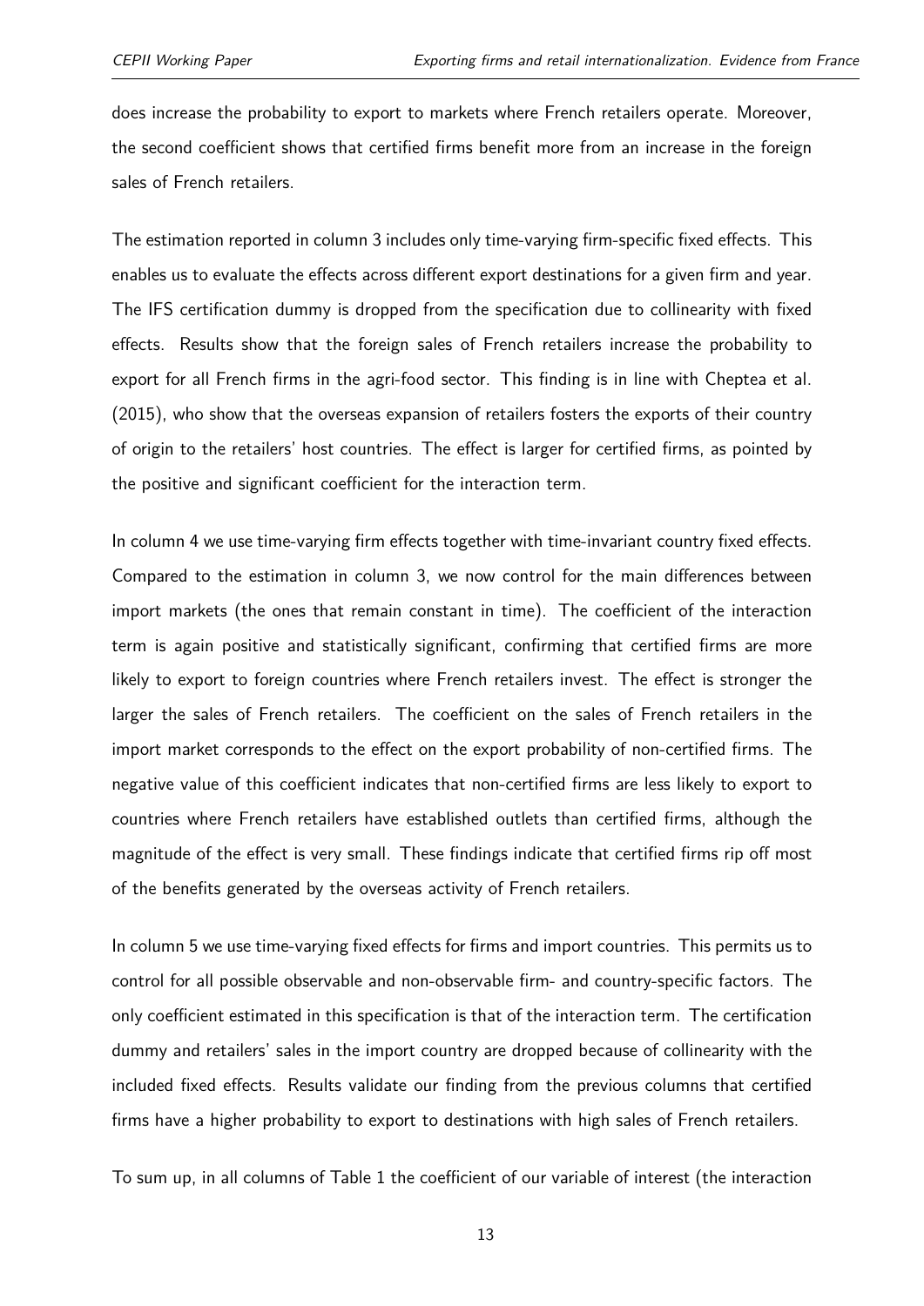does increase the probability to export to markets where French retailers operate. Moreover, the second coefficient shows that certified firms benefit more from an increase in the foreign sales of French retailers.

The estimation reported in column 3 includes only time-varying firm-specific fixed effects. This enables us to evaluate the effects across different export destinations for a given firm and year. The IFS certification dummy is dropped from the specification due to collinearity with fixed effects. Results show that the foreign sales of French retailers increase the probability to export for all French firms in the agri-food sector. This finding is in line with Cheptea et al. (2015), who show that the overseas expansion of retailers fosters the exports of their country of origin to the retailers' host countries. The effect is larger for certified firms, as pointed by the positive and significant coefficient for the interaction term.

In column 4 we use time-varying firm effects together with time-invariant country fixed effects. Compared to the estimation in column 3, we now control for the main differences between import markets (the ones that remain constant in time). The coefficient of the interaction term is again positive and statistically significant, confirming that certified firms are more likely to export to foreign countries where French retailers invest. The effect is stronger the larger the sales of French retailers. The coefficient on the sales of French retailers in the import market corresponds to the effect on the export probability of non-certified firms. The negative value of this coefficient indicates that non-certified firms are less likely to export to countries where French retailers have established outlets than certified firms, although the magnitude of the effect is very small. These findings indicate that certified firms rip off most of the benefits generated by the overseas activity of French retailers.

In column 5 we use time-varying fixed effects for firms and import countries. This permits us to control for all possible observable and non-observable firm- and country-specific factors. The only coefficient estimated in this specification is that of the interaction term. The certification dummy and retailers' sales in the import country are dropped because of collinearity with the included fixed effects. Results validate our finding from the previous columns that certified firms have a higher probability to export to destinations with high sales of French retailers.

To sum up, in all columns of Table 1 the coefficient of our variable of interest (the interaction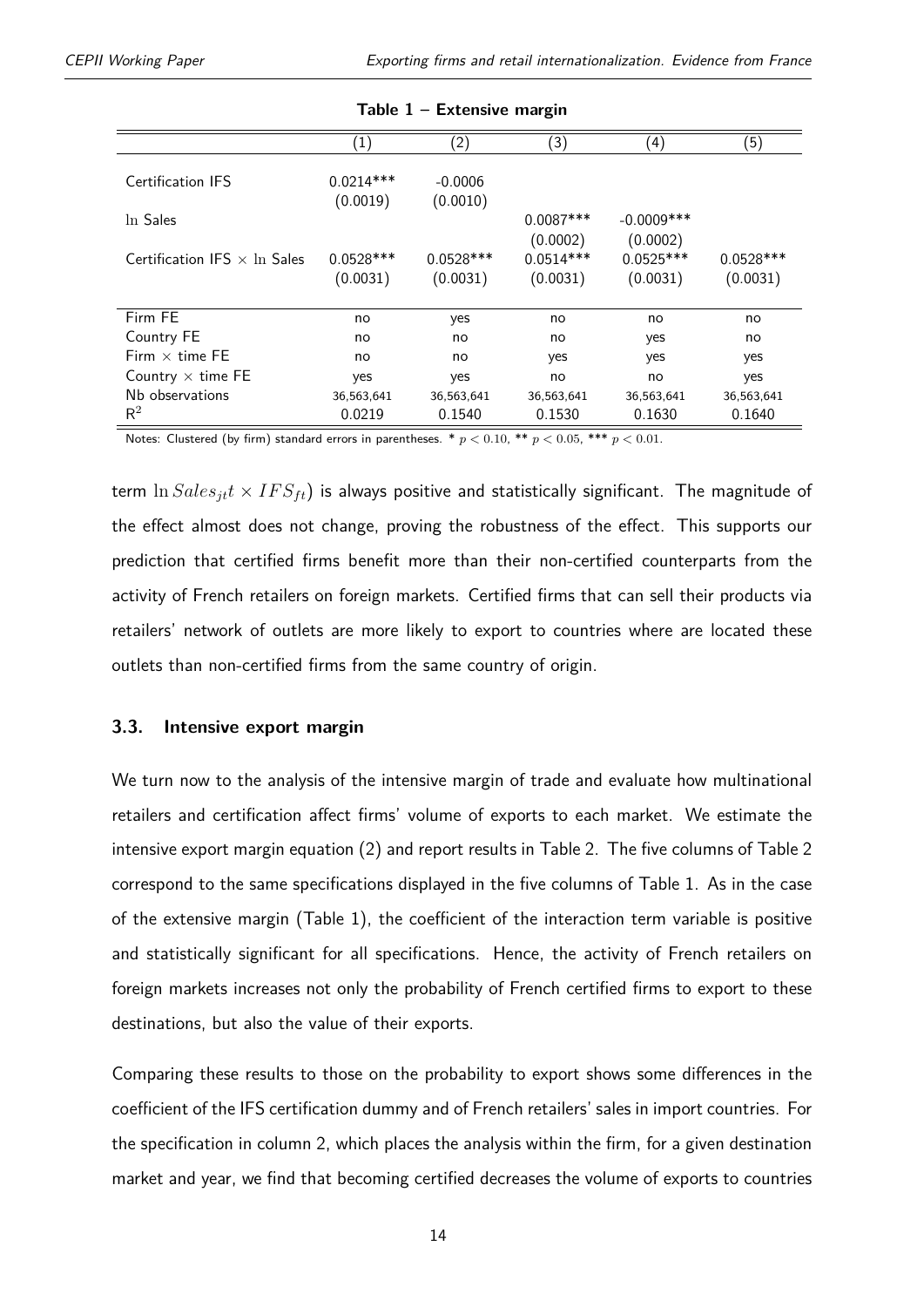**Table 1 – Extensive margin**

| | (1) | (2) | (3) | (4) | (5) |
|---|---|---|---|---|---|
| Certification IFS | 0.0214*** | -0.0006 | | | |
| | (0.0019) | (0.0010) | | | |
| ln Sales | | | 0.0087*** | -0.0009*** | |
| | | | (0.0002) | (0.0002) | |
| Certification IFS $\times$ ln Sales | 0.0528*** | 0.0528*** | 0.0514*** | 0.0525*** | 0.0528*** |
| | (0.0031) | (0.0031) | (0.0031) | (0.0031) | (0.0031) |
| Firm FE | no | yes | no | no | no |
| Country FE | no | no | no | yes | no |
| Firm $\times$ time FE | no | no | yes | yes | yes |
| Country $\times$ time FE | yes | yes | no | no | yes |
| Nb observations | 36,563,641 | 36,563,641 | 36,563,641 | 36,563,641 | 36,563,641 |
| $R^2$ | 0.0219 | 0.1540 | 0.1530 | 0.1630 | 0.1640 |

Notes: Clustered (by firm) standard errors in parentheses. * $p < 0.10$, ** $p < 0.05$, *** $p < 0.01$.

term $\ln Sales_{jt}t \times IFS_{ft}$) is always positive and statistically significant. The magnitude of the effect almost does not change, proving the robustness of the effect. This supports our prediction that certified firms benefit more than their non-certified counterparts from the activity of French retailers on foreign markets. Certified firms that can sell their products via retailers' network of outlets are more likely to export to countries where are located these outlets than non-certified firms from the same country of origin.

### 3.3. Intensive export margin

We turn now to the analysis of the intensive margin of trade and evaluate how multinational retailers and certification affect firms' volume of exports to each market. We estimate the intensive export margin equation (2) and report results in Table 2. The five columns of Table 2 correspond to the same specifications displayed in the five columns of Table 1. As in the case of the extensive margin (Table 1), the coefficient of the interaction term variable is positive and statistically significant for all specifications. Hence, the activity of French retailers on foreign markets increases not only the probability of French certified firms to export to these destinations, but also the value of their exports.

Comparing these results to those on the probability to export shows some differences in the coefficient of the IFS certification dummy and of French retailers' sales in import countries. For the specification in column 2, which places the analysis within the firm, for a given destination market and year, we find that becoming certified decreases the volume of exports to countries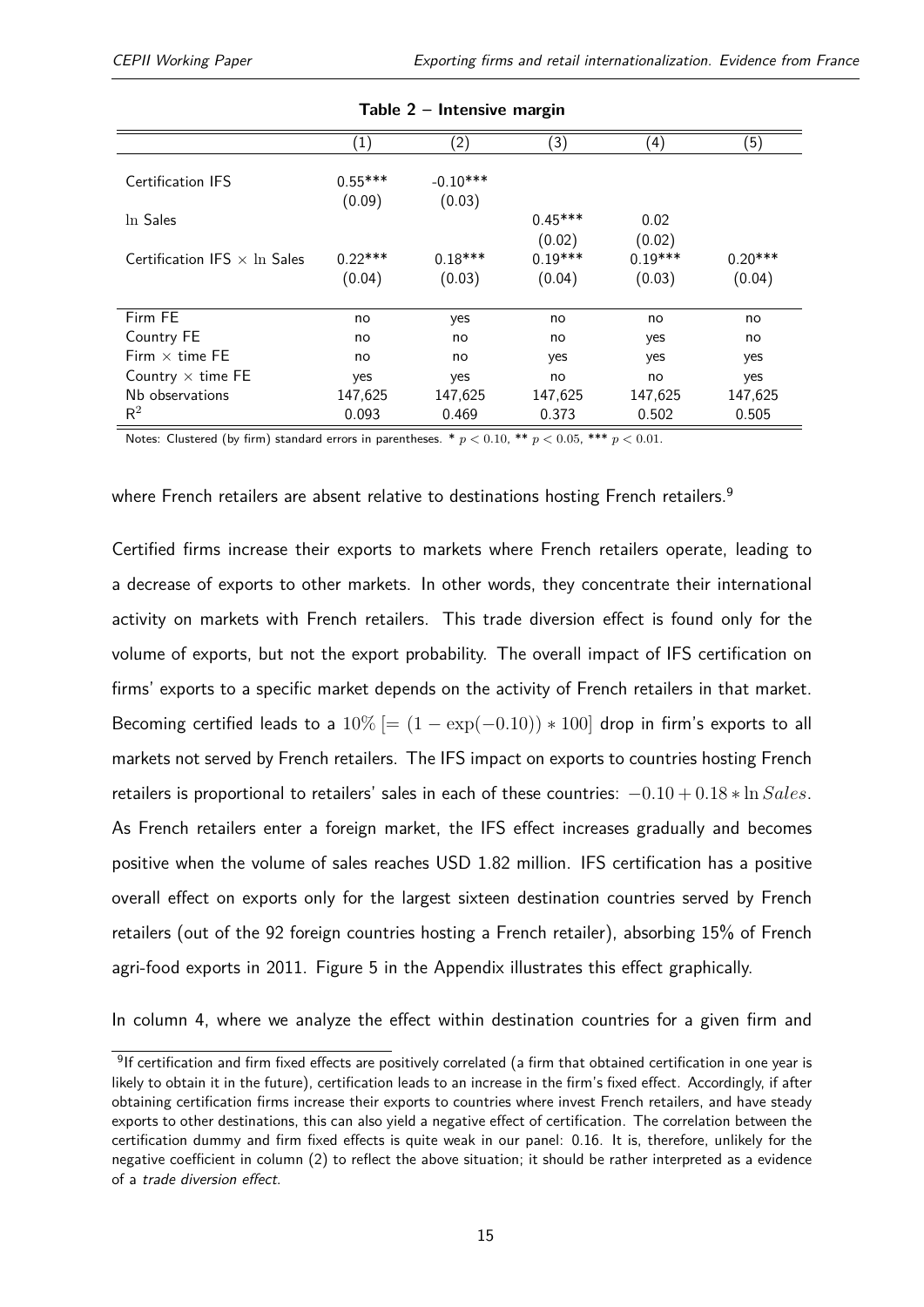**Table 2 – Intensive margin**

| | (1) | (2) | (3) | (4) | (5) |
|---|---|---|---|---|---|
| Certification IFS | 0.55*** | -0.10*** | | | |
| | (0.09) | (0.03) | | | |
| ln Sales | | | 0.45*** | 0.02 | |
| | | | (0.02) | (0.02) | |
| Certification IFS $\times$ ln Sales | 0.22*** | 0.18*** | 0.19*** | 0.19*** | 0.20*** |
| | (0.04) | (0.03) | (0.04) | (0.03) | (0.04) |
| Firm FE | no | yes | no | no | no |
| Country FE | no | no | no | yes | no |
| Firm $\times$ time FE | no | no | yes | yes | yes |
| Country $\times$ time FE | yes | yes | no | no | yes |
| Nb observations | 147,625 | 147,625 | 147,625 | 147,625 | 147,625 |
| $R^2$ | 0.093 | 0.469 | 0.373 | 0.502 | 0.505 |

Notes: Clustered (by firm) standard errors in parentheses. * $p < 0.10$, ** $p < 0.05$, *** $p < 0.01$.

where French retailers are absent relative to destinations hosting French retailers.[9]

Certified firms increase their exports to markets where French retailers operate, leading to a decrease of exports to other markets. In other words, they concentrate their international activity on markets with French retailers. This trade diversion effect is found only for the volume of exports, but not the export probability. The overall impact of IFS certification on firms' exports to a specific market depends on the activity of French retailers in that market. Becoming certified leads to a $10\%$ $[= (1 - \exp(-0.10)) * 100]$ drop in firm's exports to all markets not served by French retailers. The IFS impact on exports to countries hosting French retailers is proportional to retailers' sales in each of these countries: $-0.10 + 0.18 * \ln Sales$. As French retailers enter a foreign market, the IFS effect increases gradually and becomes positive when the volume of sales reaches USD 1.82 million. IFS certification has a positive overall effect on exports only for the largest sixteen destination countries served by French retailers (out of the 92 foreign countries hosting a French retailer), absorbing 15% of French agri-food exports in 2011. Figure 5 in the Appendix illustrates this effect graphically.

In column 4, where we analyze the effect within destination countries for a given firm and

[9] If certification and firm fixed effects are positively correlated (a firm that obtained certification in one year is likely to obtain it in the future), certification leads to an increase in the firm's fixed effect. Accordingly, if after obtaining certification firms increase their exports to countries where invest French retailers, and have steady exports to other destinations, this can also yield a negative effect of certification. The correlation between the certification dummy and firm fixed effects is quite weak in our panel: 0.16. It is, therefore, unlikely for the negative coefficient in column (2) to reflect the above situation; it should be rather interpreted as a evidence of a *trade diversion effect*.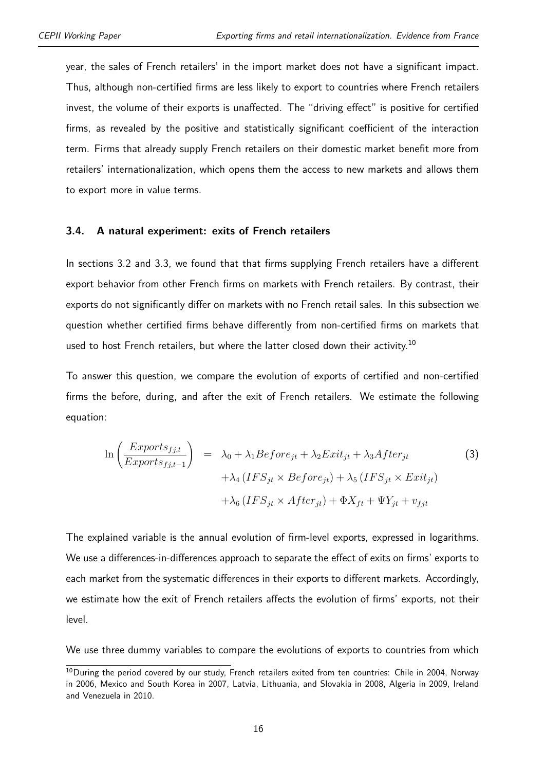year, the sales of French retailers' in the import market does not have a significant impact. Thus, although non-certified firms are less likely to export to countries where French retailers invest, the volume of their exports is unaffected. The "driving effect" is positive for certified firms, as revealed by the positive and statistically significant coefficient of the interaction term. Firms that already supply French retailers on their domestic market benefit more from retailers' internationalization, which opens them the access to new markets and allows them to export more in value terms.

### 3.4. A natural experiment: exits of French retailers

In sections 3.2 and 3.3, we found that that firms supplying French retailers have a different export behavior from other French firms on markets with French retailers. By contrast, their exports do not significantly differ on markets with no French retail sales. In this subsection we question whether certified firms behave differently from non-certified firms on markets that used to host French retailers, but where the latter closed down their activity.[10]

To answer this question, we compare the evolution of exports of certified and non-certified firms the before, during, and after the exit of French retailers. We estimate the following equation:

$$
\begin{aligned}
\ln\left(\frac{Exports_{fj,t}}{Exports_{fj,t-1}}\right) &= \lambda_0 + \lambda_1 Before_{jt} + \lambda_2 Exit_{jt} + \lambda_3 After_{jt} \\
&\quad + \lambda_4 \left(IFS_{jt} \times Before_{jt}\right) + \lambda_5 \left(IFS_{jt} \times Exit_{jt}\right) \\
&\quad + \lambda_6 \left(IFS_{jt} \times After_{jt}\right) + \Phi X_{ft} + \Psi Y_{jt} + v_{fjt}
\end{aligned}
\tag{3}
$$

The explained variable is the annual evolution of firm-level exports, expressed in logarithms. We use a differences-in-differences approach to separate the effect of exits on firms' exports to each market from the systematic differences in their exports to different markets. Accordingly, we estimate how the exit of French retailers affects the evolution of firms' exports, not their level.

We use three dummy variables to compare the evolutions of exports to countries from which

[10] During the period covered by our study, French retailers exited from ten countries: Chile in 2004, Norway in 2006, Mexico and South Korea in 2007, Latvia, Lithuania, and Slovakia in 2008, Algeria in 2009, Ireland and Venezuela in 2010.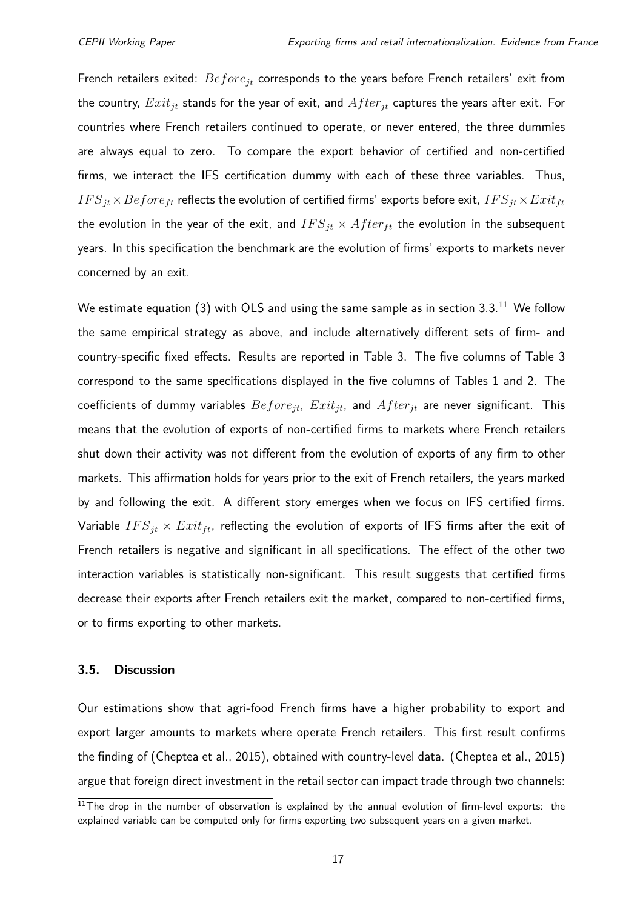French retailers exited: $Before_{jt}$ corresponds to the years before French retailers' exit from the country, $Exit_{jt}$ stands for the year of exit, and $After_{jt}$ captures the years after exit. For countries where French retailers continued to operate, or never entered, the three dummies are always equal to zero. To compare the export behavior of certified and non-certified firms, we interact the IFS certification dummy with each of these three variables. Thus, $IFS_{jt} \times Before_{ft}$ reflects the evolution of certified firms' exports before exit, $IFS_{jt} \times Exit_{ft}$ the evolution in the year of the exit, and $IFS_{jt} \times After_{ft}$ the evolution in the subsequent years. In this specification the benchmark are the evolution of firms' exports to markets never concerned by an exit.

We estimate equation (3) with OLS and using the same sample as in section 3.3.[11] We follow the same empirical strategy as above, and include alternatively different sets of firm- and country-specific fixed effects. Results are reported in Table 3. The five columns of Table 3 correspond to the same specifications displayed in the five columns of Tables 1 and 2. The coefficients of dummy variables $Before_{jt}$, $Exit_{jt}$, and $After_{jt}$ are never significant. This means that the evolution of exports of non-certified firms to markets where French retailers shut down their activity was not different from the evolution of exports of any firm to other markets. This affirmation holds for years prior to the exit of French retailers, the years marked by and following the exit. A different story emerges when we focus on IFS certified firms. Variable $IFS_{jt} \times Exit_{ft}$, reflecting the evolution of exports of IFS firms after the exit of French retailers is negative and significant in all specifications. The effect of the other two interaction variables is statistically non-significant. This result suggests that certified firms decrease their exports after French retailers exit the market, compared to non-certified firms, or to firms exporting to other markets.

### 3.5. Discussion

Our estimations show that agri-food French firms have a higher probability to export and export larger amounts to markets where operate French retailers. This first result confirms the finding of (Cheptea et al., 2015), obtained with country-level data. (Cheptea et al., 2015) argue that foreign direct investment in the retail sector can impact trade through two channels:

[11] The drop in the number of observation is explained by the annual evolution of firm-level exports: the explained variable can be computed only for firms exporting two subsequent years on a given market.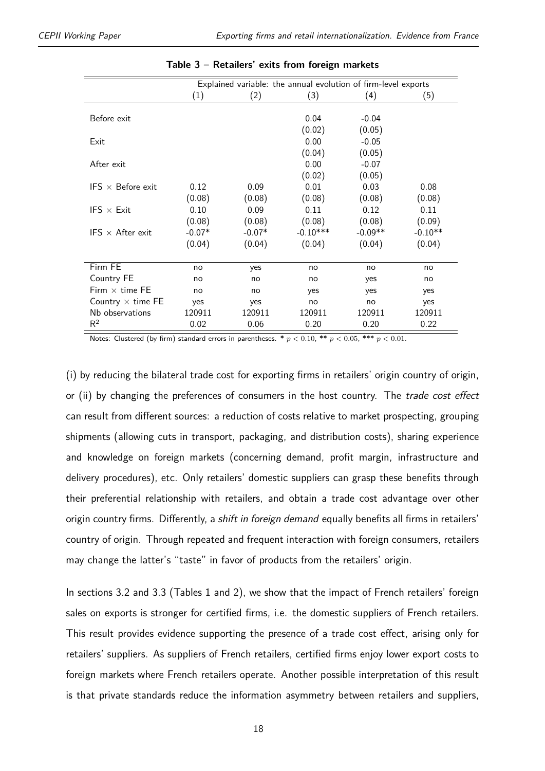**Table 3 – Retailers' exits from foreign markets**

| | Explained variable: the annual evolution of firm-level exports | | | | |
|---|---|---|---|---|---|
| | (1) | (2) | (3) | (4) | (5) |
| Before exit | | | 0.04 | -0.04 | |
| | | | (0.02) | (0.05) | |
| Exit | | | 0.00 | -0.05 | |
| | | | (0.04) | (0.05) | |
| After exit | | | 0.00 | -0.07 | |
| | | | (0.02) | (0.05) | |
| IFS $\times$ Before exit | 0.12 | 0.09 | 0.01 | 0.03 | 0.08 |
| | (0.08) | (0.08) | (0.08) | (0.08) | (0.08) |
| IFS $\times$ Exit | 0.10 | 0.09 | 0.11 | 0.12 | 0.11 |
| | (0.08) | (0.08) | (0.08) | (0.08) | (0.09) |
| IFS $\times$ After exit | -0.07* | -0.07* | -0.10*** | -0.09** | -0.10** |
| | (0.04) | (0.04) | (0.04) | (0.04) | (0.04) |
| Firm FE | no | yes | no | no | no |
| Country FE | no | no | no | yes | no |
| Firm $\times$ time FE | no | no | yes | yes | yes |
| Country $\times$ time FE | yes | yes | no | no | yes |
| Nb observations | 120911 | 120911 | 120911 | 120911 | 120911 |
| $R^2$ | 0.02 | 0.06 | 0.20 | 0.20 | 0.22 |

Notes: Clustered (by firm) standard errors in parentheses. * $p < 0.10$, ** $p < 0.05$, *** $p < 0.01$.

(i) by reducing the bilateral trade cost for exporting firms in retailers' origin country of origin, or (ii) by changing the preferences of consumers in the host country. The *trade cost effect* can result from different sources: a reduction of costs relative to market prospecting, grouping shipments (allowing cuts in transport, packaging, and distribution costs), sharing experience and knowledge on foreign markets (concerning demand, profit margin, infrastructure and delivery procedures), etc. Only retailers' domestic suppliers can grasp these benefits through their preferential relationship with retailers, and obtain a trade cost advantage over other origin country firms. Differently, a *shift in foreign demand* equally benefits all firms in retailers' country of origin. Through repeated and frequent interaction with foreign consumers, retailers may change the latter's "taste" in favor of products from the retailers' origin.

In sections 3.2 and 3.3 (Tables 1 and 2), we show that the impact of French retailers' foreign sales on exports is stronger for certified firms, i.e. the domestic suppliers of French retailers. This result provides evidence supporting the presence of a trade cost effect, arising only for retailers' suppliers. As suppliers of French retailers, certified firms enjoy lower export costs to foreign markets where French retailers operate. Another possible interpretation of this result is that private standards reduce the information asymmetry between retailers and suppliers,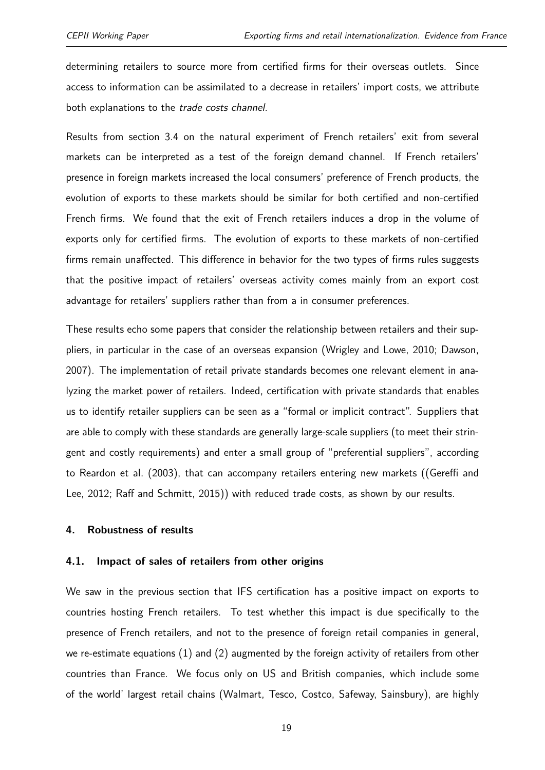determining retailers to source more from certified firms for their overseas outlets. Since access to information can be assimilated to a decrease in retailers' import costs, we attribute both explanations to the *trade costs channel*.

Results from section 3.4 on the natural experiment of French retailers' exit from several markets can be interpreted as a test of the foreign demand channel. If French retailers' presence in foreign markets increased the local consumers' preference of French products, the evolution of exports to these markets should be similar for both certified and non-certified French firms. We found that the exit of French retailers induces a drop in the volume of exports only for certified firms. The evolution of exports to these markets of non-certified firms remain unaffected. This difference in behavior for the two types of firms rules suggests that the positive impact of retailers' overseas activity comes mainly from an export cost advantage for retailers' suppliers rather than from a in consumer preferences.

These results echo some papers that consider the relationship between retailers and their suppliers, in particular in the case of an overseas expansion (Wrigley and Lowe, 2010; Dawson, 2007). The implementation of retail private standards becomes one relevant element in analyzing the market power of retailers. Indeed, certification with private standards that enables us to identify retailer suppliers can be seen as a "formal or implicit contract". Suppliers that are able to comply with these standards are generally large-scale suppliers (to meet their stringent and costly requirements) and enter a small group of "preferential suppliers", according to Reardon et al. (2003), that can accompany retailers entering new markets ((Gereffi and Lee, 2012; Raff and Schmitt, 2015)) with reduced trade costs, as shown by our results.

## 4. Robustness of results

### 4.1. Impact of sales of retailers from other origins

We saw in the previous section that IFS certification has a positive impact on exports to countries hosting French retailers. To test whether this impact is due specifically to the presence of French retailers, and not to the presence of foreign retail companies in general, we re-estimate equations (1) and (2) augmented by the foreign activity of retailers from other countries than France. We focus only on US and British companies, which include some of the world' largest retail chains (Walmart, Tesco, Costco, Safeway, Sainsbury), are highly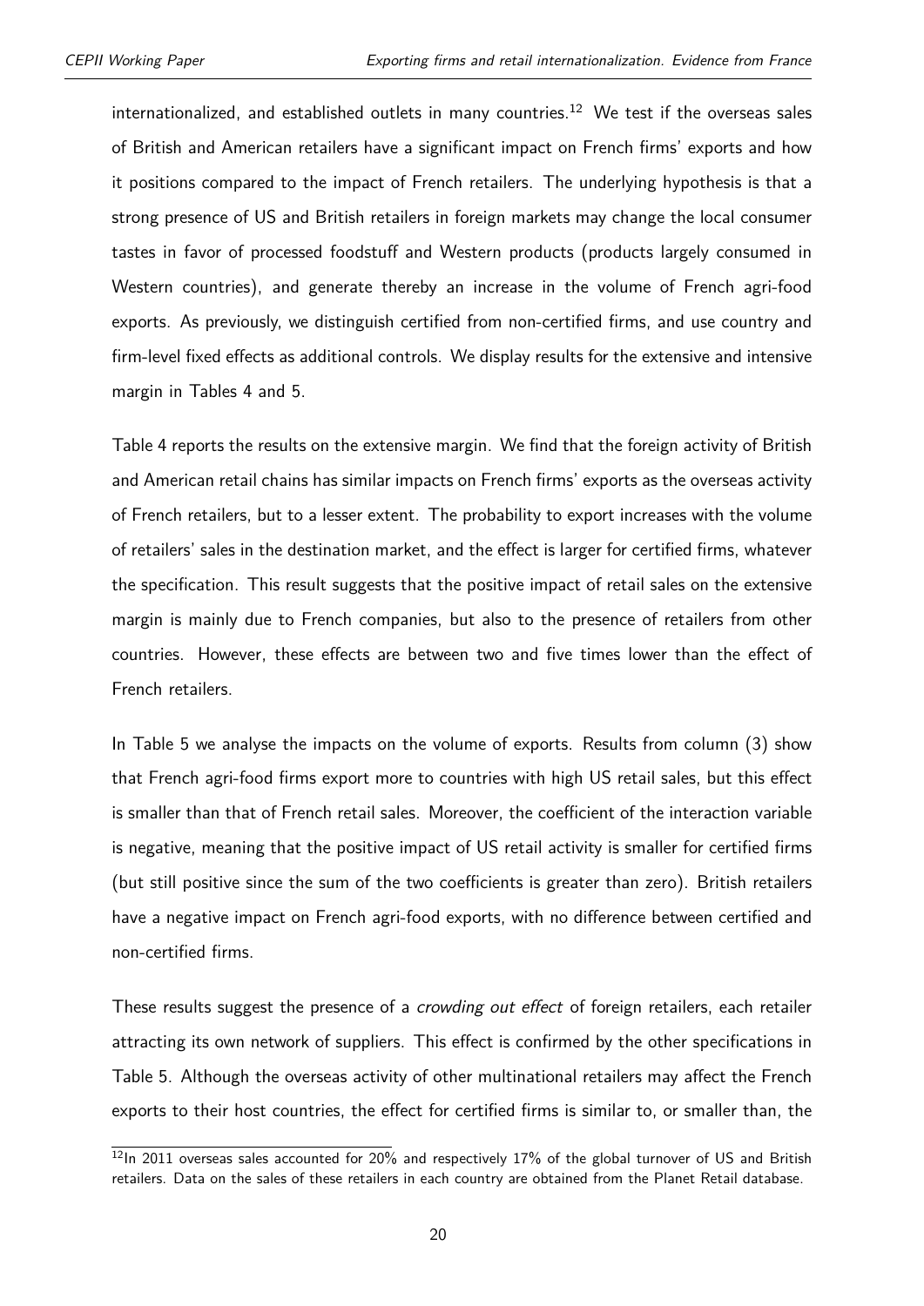internationalized, and established outlets in many countries.[12] We test if the overseas sales of British and American retailers have a significant impact on French firms' exports and how it positions compared to the impact of French retailers. The underlying hypothesis is that a strong presence of US and British retailers in foreign markets may change the local consumer tastes in favor of processed foodstuff and Western products (products largely consumed in Western countries), and generate thereby an increase in the volume of French agri-food exports. As previously, we distinguish certified from non-certified firms, and use country and firm-level fixed effects as additional controls. We display results for the extensive and intensive margin in Tables 4 and 5.

Table 4 reports the results on the extensive margin. We find that the foreign activity of British and American retail chains has similar impacts on French firms' exports as the overseas activity of French retailers, but to a lesser extent. The probability to export increases with the volume of retailers' sales in the destination market, and the effect is larger for certified firms, whatever the specification. This result suggests that the positive impact of retail sales on the extensive margin is mainly due to French companies, but also to the presence of retailers from other countries. However, these effects are between two and five times lower than the effect of French retailers.

In Table 5 we analyse the impacts on the volume of exports. Results from column (3) show that French agri-food firms export more to countries with high US retail sales, but this effect is smaller than that of French retail sales. Moreover, the coefficient of the interaction variable is negative, meaning that the positive impact of US retail activity is smaller for certified firms (but still positive since the sum of the two coefficients is greater than zero). British retailers have a negative impact on French agri-food exports, with no difference between certified and non-certified firms.

These results suggest the presence of a *crowding out effect* of foreign retailers, each retailer attracting its own network of suppliers. This effect is confirmed by the other specifications in Table 5. Although the overseas activity of other multinational retailers may affect the French exports to their host countries, the effect for certified firms is similar to, or smaller than, the

[12] In 2011 overseas sales accounted for 20% and respectively 17% of the global turnover of US and British retailers. Data on the sales of these retailers in each country are obtained from the Planet Retail database.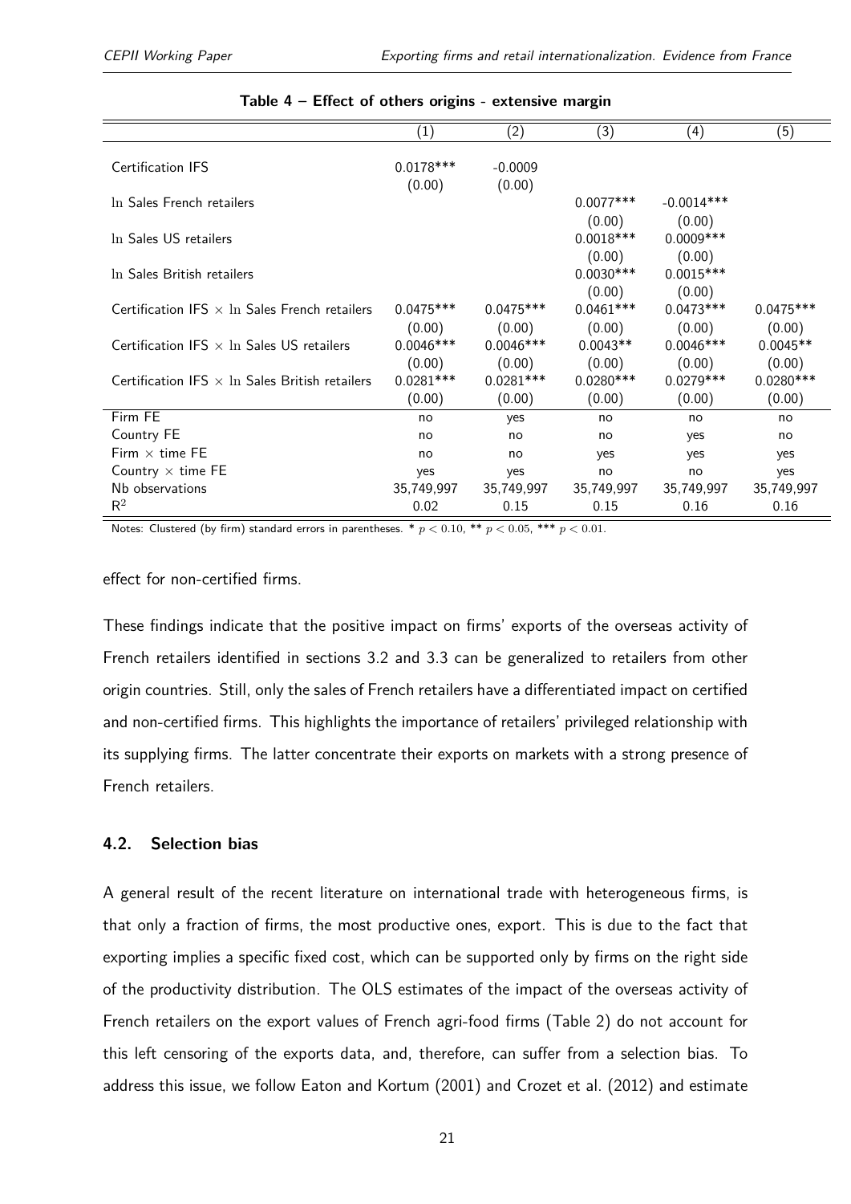**Table 4 – Effect of others origins - extensive margin**

| | (1) | (2) | (3) | (4) | (5) |
|---|---|---|---|---|---|
| Certification IFS | 0.0178*** | -0.0009 | | | |
| | (0.00) | (0.00) | | | |
| $\ln$ Sales French retailers | | | 0.0077*** | -0.0014*** | |
| | | | (0.00) | (0.00) | |
| $\ln$ Sales US retailers | | | 0.0018*** | 0.0009*** | |
| | | | (0.00) | (0.00) | |
| $\ln$ Sales British retailers | | | 0.0030*** | 0.0015*** | |
| | | | (0.00) | (0.00) | |
| Certification IFS $\times$ $\ln$ Sales French retailers | 0.0475*** | 0.0475*** | 0.0461*** | 0.0473*** | 0.0475*** |
| | (0.00) | (0.00) | (0.00) | (0.00) | (0.00) |
| Certification IFS $\times$ $\ln$ Sales US retailers | 0.0046*** | 0.0046*** | 0.0043** | 0.0046*** | 0.0045** |
| | (0.00) | (0.00) | (0.00) | (0.00) | (0.00) |
| Certification IFS $\times$ $\ln$ Sales British retailers | 0.0281*** | 0.0281*** | 0.0280*** | 0.0279*** | 0.0280*** |
| | (0.00) | (0.00) | (0.00) | (0.00) | (0.00) |
| Firm FE | no | yes | no | no | no |
| Country FE | no | no | no | yes | no |
| Firm $\times$ time FE | no | no | yes | yes | yes |
| Country $\times$ time FE | yes | yes | no | no | yes |
| Nb observations | 35,749,997 | 35,749,997 | 35,749,997 | 35,749,997 | 35,749,997 |
| $R^2$ | 0.02 | 0.15 | 0.15 | 0.16 | 0.16 |

Notes: Clustered (by firm) standard errors in parentheses. * $p < 0.10$, ** $p < 0.05$, *** $p < 0.01$.

effect for non-certified firms.

These findings indicate that the positive impact on firms' exports of the overseas activity of French retailers identified in sections 3.2 and 3.3 can be generalized to retailers from other origin countries. Still, only the sales of French retailers have a differentiated impact on certified and non-certified firms. This highlights the importance of retailers' privileged relationship with its supplying firms. The latter concentrate their exports on markets with a strong presence of French retailers.

### 4.2. Selection bias

A general result of the recent literature on international trade with heterogeneous firms, is that only a fraction of firms, the most productive ones, export. This is due to the fact that exporting implies a specific fixed cost, which can be supported only by firms on the right side of the productivity distribution. The OLS estimates of the impact of the overseas activity of French retailers on the export values of French agri-food firms (Table 2) do not account for this left censoring of the exports data, and, therefore, can suffer from a selection bias. To address this issue, we follow Eaton and Kortum (2001) and Crozet et al. (2012) and estimate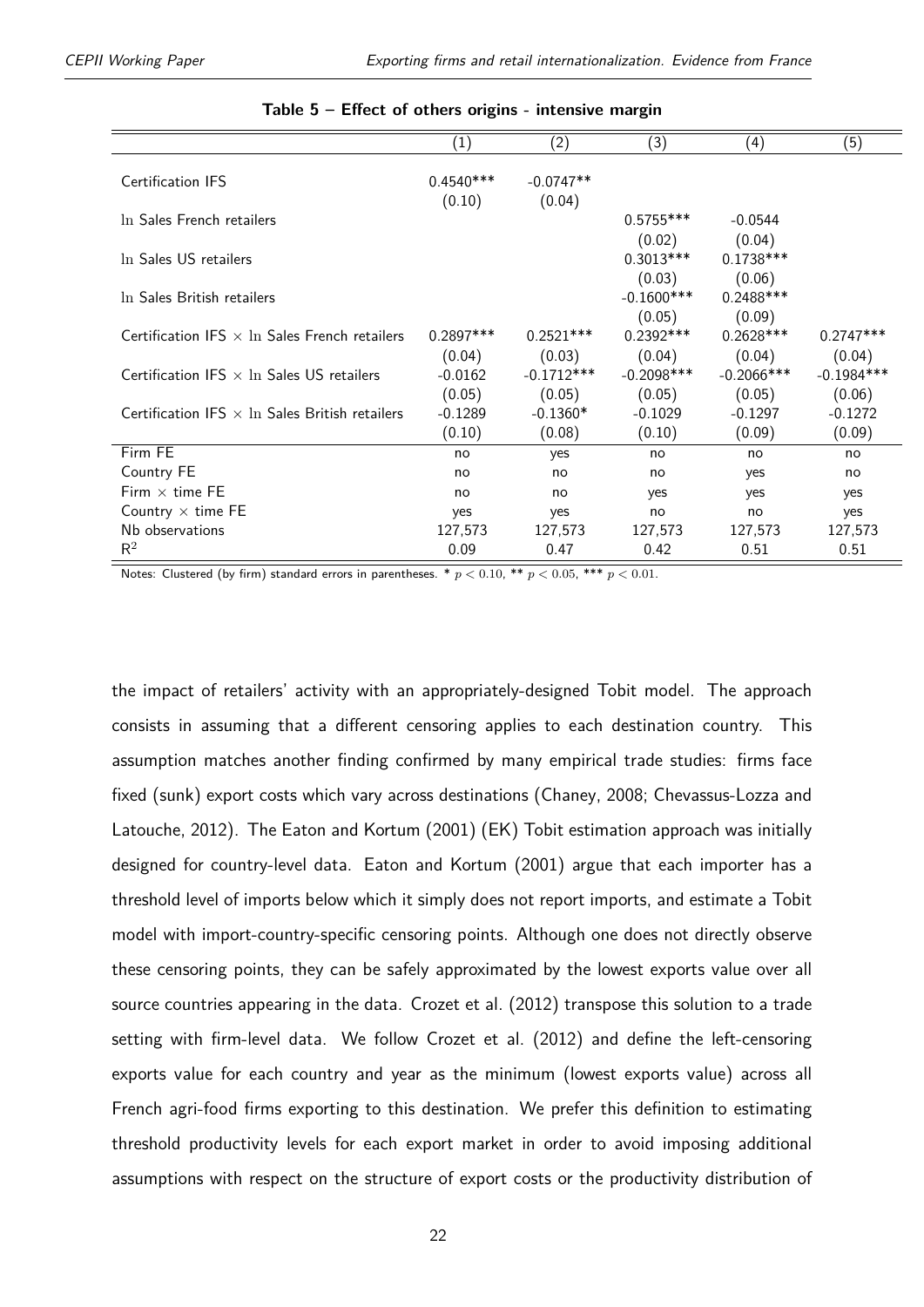**Table 5 – Effect of others origins - intensive margin**

| | (1) | (2) | (3) | (4) | (5) |
|---|---|---|---|---|---|
| Certification IFS | 0.4540*** | -0.0747** | | | |
| | (0.10) | (0.04) | | | |
| $\ln$ Sales French retailers | | | 0.5755*** | -0.0544 | |
| | | | (0.02) | (0.04) | |
| $\ln$ Sales US retailers | | | 0.3013*** | 0.1738*** | |
| | | | (0.03) | (0.06) | |
| $\ln$ Sales British retailers | | | -0.1600*** | 0.2488*** | |
| | | | (0.05) | (0.09) | |
| Certification IFS $\times$ $\ln$ Sales French retailers | 0.2897*** | 0.2521*** | 0.2392*** | 0.2628*** | 0.2747*** |
| | (0.04) | (0.03) | (0.04) | (0.04) | (0.04) |
| Certification IFS $\times$ $\ln$ Sales US retailers | -0.0162 | -0.1712*** | -0.2098*** | -0.2066*** | -0.1984*** |
| | (0.05) | (0.05) | (0.05) | (0.05) | (0.06) |
| Certification IFS $\times$ $\ln$ Sales British retailers | -0.1289 | -0.1360* | -0.1029 | -0.1297 | -0.1272 |
| | (0.10) | (0.08) | (0.10) | (0.09) | (0.09) |
| Firm FE | no | yes | no | no | no |
| Country FE | no | no | no | yes | no |
| Firm $\times$ time FE | no | no | yes | yes | yes |
| Country $\times$ time FE | yes | yes | no | no | yes |
| Nb observations | 127,573 | 127,573 | 127,573 | 127,573 | 127,573 |
| $R^2$ | 0.09 | 0.47 | 0.42 | 0.51 | 0.51 |

Notes: Clustered (by firm) standard errors in parentheses. * $p < 0.10$, ** $p < 0.05$, *** $p < 0.01$.

the impact of retailers' activity with an appropriately-designed Tobit model. The approach consists in assuming that a different censoring applies to each destination country. This assumption matches another finding confirmed by many empirical trade studies: firms face fixed (sunk) export costs which vary across destinations (Chaney, 2008; Chevassus-Lozza and Latouche, 2012). The Eaton and Kortum (2001) (EK) Tobit estimation approach was initially designed for country-level data. Eaton and Kortum (2001) argue that each importer has a threshold level of imports below which it simply does not report imports, and estimate a Tobit model with import-country-specific censoring points. Although one does not directly observe these censoring points, they can be safely approximated by the lowest exports value over all source countries appearing in the data. Crozet et al. (2012) transpose this solution to a trade setting with firm-level data. We follow Crozet et al. (2012) and define the left-censoring exports value for each country and year as the minimum (lowest exports value) across all French agri-food firms exporting to this destination. We prefer this definition to estimating threshold productivity levels for each export market in order to avoid imposing additional assumptions with respect on the structure of export costs or the productivity distribution of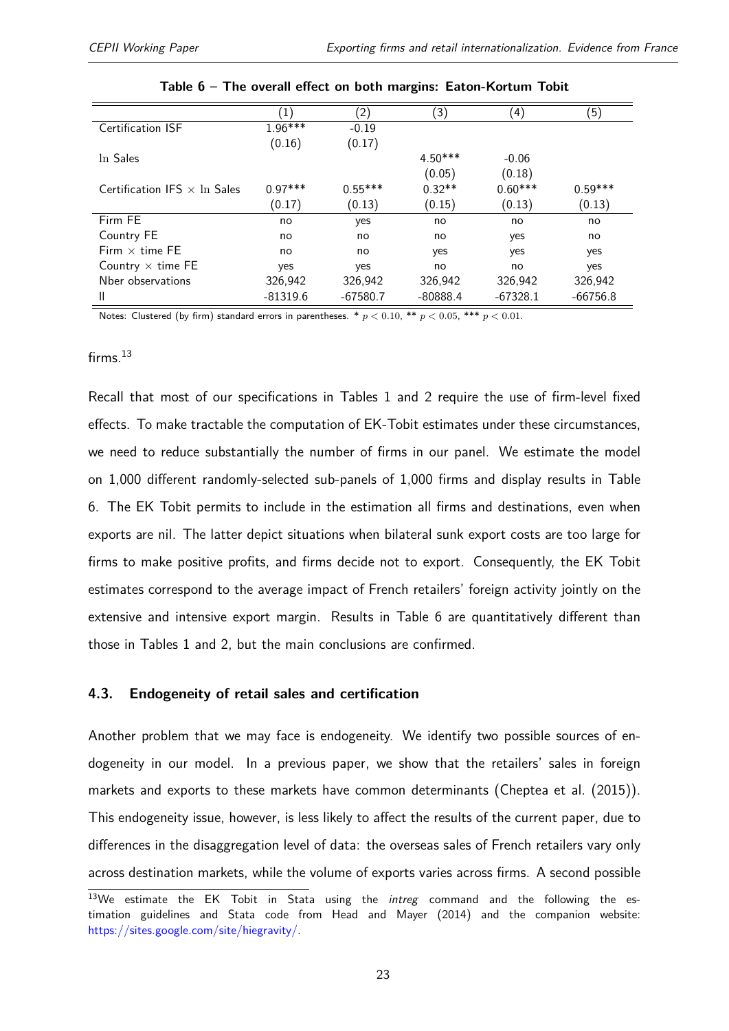**Table 6 – The overall effect on both margins: Eaton-Kortum Tobit**

| | (1) | (2) | (3) | (4) | (5) |
|---|---|---|---|---|---|
| Certification ISF | 1.96*** | -0.19 | | | |
| | (0.16) | (0.17) | | | |
| ln Sales | | | 4.50*** | -0.06 | |
| | | | (0.05) | (0.18) | |
| Certification IFS × ln Sales | 0.97*** | 0.55*** | 0.32** | 0.60*** | 0.59*** |
| | (0.17) | (0.13) | (0.15) | (0.13) | (0.13) |
| Firm FE | no | yes | no | no | no |
| Country FE | no | no | no | yes | no |
| Firm × time FE | no | no | yes | yes | yes |
| Country × time FE | yes | yes | no | no | yes |
| Nber observations | 326,942 | 326,942 | 326,942 | 326,942 | 326,942 |
| ll | -81319.6 | -67580.7 | -80888.4 | -67328.1 | -66756.8 |

Notes: Clustered (by firm) standard errors in parentheses. * $p < 0.10$, ** $p < 0.05$, *** $p < 0.01$.

firms.[13]

Recall that most of our specifications in Tables 1 and 2 require the use of firm-level fixed effects. To make tractable the computation of EK-Tobit estimates under these circumstances, we need to reduce substantially the number of firms in our panel. We estimate the model on 1,000 different randomly-selected sub-panels of 1,000 firms and display results in Table 6. The EK Tobit permits to include in the estimation all firms and destinations, even when exports are nil. The latter depict situations when bilateral sunk export costs are too large for firms to make positive profits, and firms decide not to export. Consequently, the EK Tobit estimates correspond to the average impact of French retailers' foreign activity jointly on the extensive and intensive export margin. Results in Table 6 are quantitatively different than those in Tables 1 and 2, but the main conclusions are confirmed.

### 4.3. Endogeneity of retail sales and certification

Another problem that we may face is endogeneity. We identify two possible sources of endogeneity in our model. In a previous paper, we show that the retailers' sales in foreign markets and exports to these markets have common determinants (Cheptea et al. (2015)). This endogeneity issue, however, is less likely to affect the results of the current paper, due to differences in the disaggregation level of data: the overseas sales of French retailers vary only across destination markets, while the volume of exports varies across firms. A second possible

[13] We estimate the EK Tobit in Stata using the *intreg* command and the following the estimation guidelines and Stata code from Head and Mayer (2014) and the companion website: https://sites.google.com/site/hiegravity/.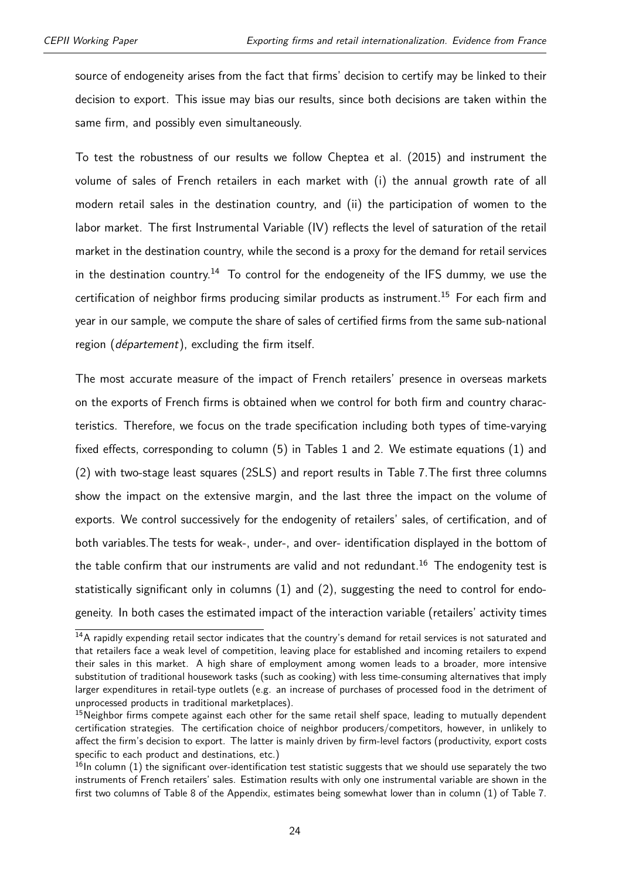source of endogeneity arises from the fact that firms' decision to certify may be linked to their decision to export. This issue may bias our results, since both decisions are taken within the same firm, and possibly even simultaneously.

To test the robustness of our results we follow Cheptea et al. (2015) and instrument the volume of sales of French retailers in each market with (i) the annual growth rate of all modern retail sales in the destination country, and (ii) the participation of women to the labor market. The first Instrumental Variable (IV) reflects the level of saturation of the retail market in the destination country, while the second is a proxy for the demand for retail services in the destination country.[14] To control for the endogeneity of the IFS dummy, we use the certification of neighbor firms producing similar products as instrument.[15] For each firm and year in our sample, we compute the share of sales of certified firms from the same sub-national region (*département*), excluding the firm itself.

The most accurate measure of the impact of French retailers' presence in overseas markets on the exports of French firms is obtained when we control for both firm and country characteristics. Therefore, we focus on the trade specification including both types of time-varying fixed effects, corresponding to column (5) in Tables 1 and 2. We estimate equations (1) and (2) with two-stage least squares (2SLS) and report results in Table 7.The first three columns show the impact on the extensive margin, and the last three the impact on the volume of exports. We control successively for the endogenity of retailers' sales, of certification, and of both variables.The tests for weak-, under-, and over- identification displayed in the bottom of the table confirm that our instruments are valid and not redundant.[16] The endogenity test is statistically significant only in columns (1) and (2), suggesting the need to control for endogeneity. In both cases the estimated impact of the interaction variable (retailers' activity times

[14] A rapidly expending retail sector indicates that the country's demand for retail services is not saturated and that retailers face a weak level of competition, leaving place for established and incoming retailers to expend their sales in this market. A high share of employment among women leads to a broader, more intensive substitution of traditional housework tasks (such as cooking) with less time-consuming alternatives that imply larger expenditures in retail-type outlets (e.g. an increase of purchases of processed food in the detriment of unprocessed products in traditional marketplaces).

[15] Neighbor firms compete against each other for the same retail shelf space, leading to mutually dependent certification strategies. The certification choice of neighbor producers/competitors, however, in unlikely to affect the firm's decision to export. The latter is mainly driven by firm-level factors (productivity, export costs specific to each product and destinations, etc.)

[16] In column (1) the significant over-identification test statistic suggests that we should use separately the two instruments of French retailers' sales. Estimation results with only one instrumental variable are shown in the first two columns of Table 8 of the Appendix, estimates being somewhat lower than in column (1) of Table 7.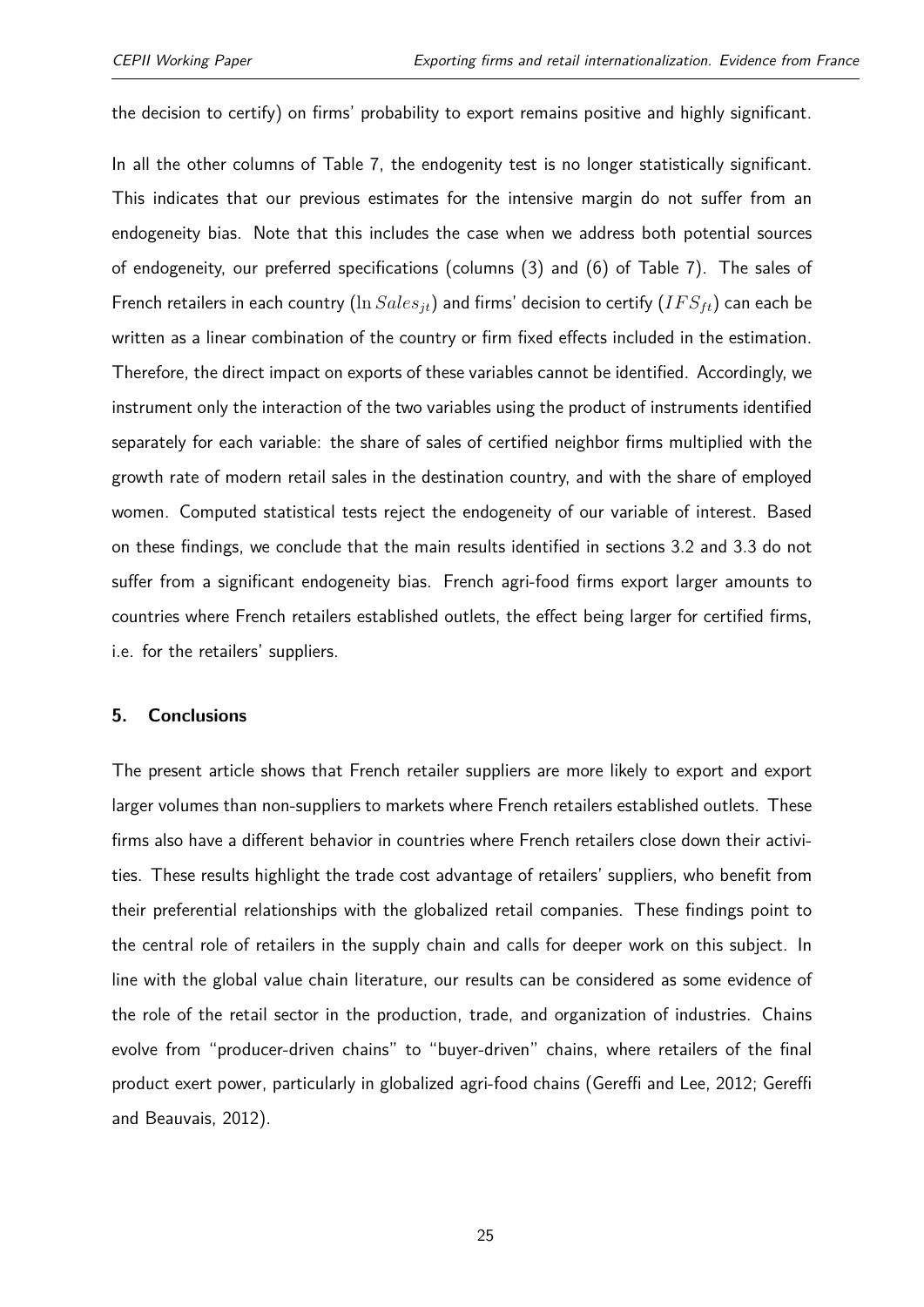the decision to certify) on firms' probability to export remains positive and highly significant.

In all the other columns of Table 7, the endogenity test is no longer statistically significant. This indicates that our previous estimates for the intensive margin do not suffer from an endogeneity bias. Note that this includes the case when we address both potential sources of endogeneity, our preferred specifications (columns (3) and (6) of Table 7). The sales of French retailers in each country ($\ln Sales_{jt}$) and firms' decision to certify ($IFS_{ft}$) can each be written as a linear combination of the country or firm fixed effects included in the estimation. Therefore, the direct impact on exports of these variables cannot be identified. Accordingly, we instrument only the interaction of the two variables using the product of instruments identified separately for each variable: the share of sales of certified neighbor firms multiplied with the growth rate of modern retail sales in the destination country, and with the share of employed women. Computed statistical tests reject the endogeneity of our variable of interest. Based on these findings, we conclude that the main results identified in sections 3.2 and 3.3 do not suffer from a significant endogeneity bias. French agri-food firms export larger amounts to countries where French retailers established outlets, the effect being larger for certified firms, i.e. for the retailers' suppliers.

## 5. Conclusions

The present article shows that French retailer suppliers are more likely to export and export larger volumes than non-suppliers to markets where French retailers established outlets. These firms also have a different behavior in countries where French retailers close down their activities. These results highlight the trade cost advantage of retailers' suppliers, who benefit from their preferential relationships with the globalized retail companies. These findings point to the central role of retailers in the supply chain and calls for deeper work on this subject. In line with the global value chain literature, our results can be considered as some evidence of the role of the retail sector in the production, trade, and organization of industries. Chains evolve from "producer-driven chains" to "buyer-driven" chains, where retailers of the final product exert power, particularly in globalized agri-food chains (Gereffi and Lee, 2012; Gereffi and Beauvais, 2012).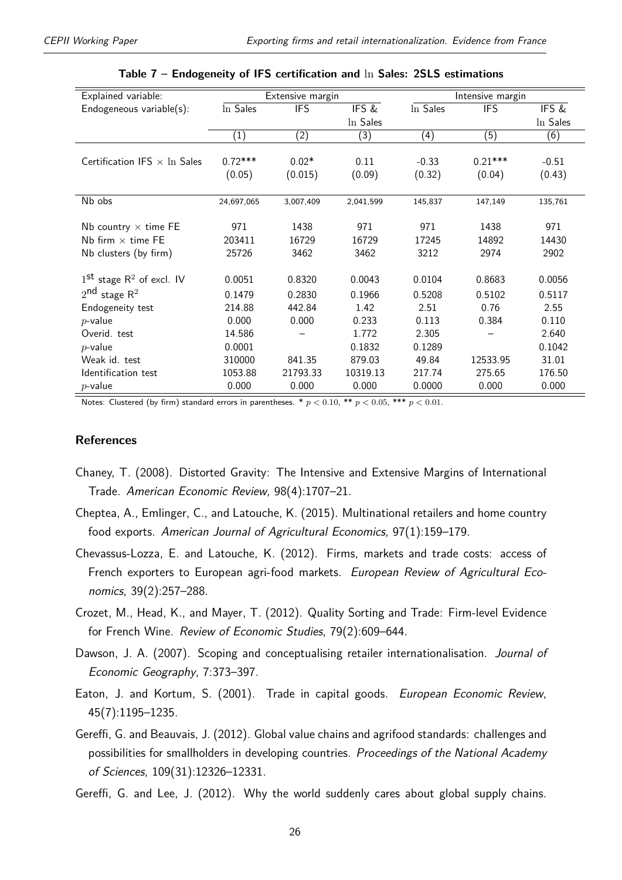**Table 7 – Endogeneity of IFS certification and ln Sales: 2SLS estimations**

| Explained variable: | Extensive margin | | | Intensive margin | | |
|---|---|---|---|---|---|---|
| Endogeneous variable(s): | ln Sales | IFS | IFS & ln Sales | ln Sales | IFS | IFS & ln Sales |
| | (1) | (2) | (3) | (4) | (5) | (6) |
| Certification IFS $\times$ ln Sales | 0.72*** | 0.02* | 0.11 | -0.33 | 0.21*** | -0.51 |
| | (0.05) | (0.015) | (0.09) | (0.32) | (0.04) | (0.43) |
| Nb obs | 24,697,065 | 3,007,409 | 2,041,599 | 145,837 | 147,149 | 135,761 |
| Nb country $\times$ time FE | 971 | 1438 | 971 | 971 | 1438 | 971 |
| Nb firm $\times$ time FE | 203411 | 16729 | 16729 | 17245 | 14892 | 14430 |
| Nb clusters (by firm) | 25726 | 3462 | 3462 | 3212 | 2974 | 2902 |
| $1^{st}$ stage $R^2$ of excl. IV | 0.0051 | 0.8320 | 0.0043 | 0.0104 | 0.8683 | 0.0056 |
| $2^{nd}$ stage $R^2$ | 0.1479 | 0.2830 | 0.1966 | 0.5208 | 0.5102 | 0.5117 |
| Endogeneity test | 214.88 | 442.84 | 1.42 | 2.51 | 0.76 | 2.55 |
| $p$-value | 0.000 | 0.000 | 0.233 | 0.113 | 0.384 | 0.110 |
| Overid. test | 14.586 | – | 1.772 | 2.305 | – | 2.640 |
| $p$-value | 0.0001 | | 0.1832 | 0.1289 | | 0.1042 |
| Weak id. test | 310000 | 841.35 | 879.03 | 49.84 | 12533.95 | 31.01 |
| Identification test | 1053.88 | 21793.33 | 10319.13 | 217.74 | 275.65 | 176.50 |
| $p$-value | 0.000 | 0.000 | 0.000 | 0.0000 | 0.000 | 0.000 |

Notes: Clustered (by firm) standard errors in parentheses. * $p < 0.10$, ** $p < 0.05$, *** $p < 0.01$.

## References

Chaney, T. (2008). Distorted Gravity: The Intensive and Extensive Margins of International Trade. *American Economic Review*, 98(4):1707–21.

Cheptea, A., Emlinger, C., and Latouche, K. (2015). Multinational retailers and home country food exports. *American Journal of Agricultural Economics*, 97(1):159–179.

Chevassus-Lozza, E. and Latouche, K. (2012). Firms, markets and trade costs: access of French exporters to European agri-food markets. *European Review of Agricultural Economics*, 39(2):257–288.

Crozet, M., Head, K., and Mayer, T. (2012). Quality Sorting and Trade: Firm-level Evidence for French Wine. *Review of Economic Studies*, 79(2):609–644.

Dawson, J. A. (2007). Scoping and conceptualising retailer internationalisation. *Journal of Economic Geography*, 7:373–397.

Eaton, J. and Kortum, S. (2001). Trade in capital goods. *European Economic Review*, 45(7):1195–1235.

Gereffi, G. and Beauvais, J. (2012). Global value chains and agrifood standards: challenges and possibilities for smallholders in developing countries. *Proceedings of the National Academy of Sciences*, 109(31):12326–12331.

Gereffi, G. and Lee, J. (2012). Why the world suddenly cares about global supply chains.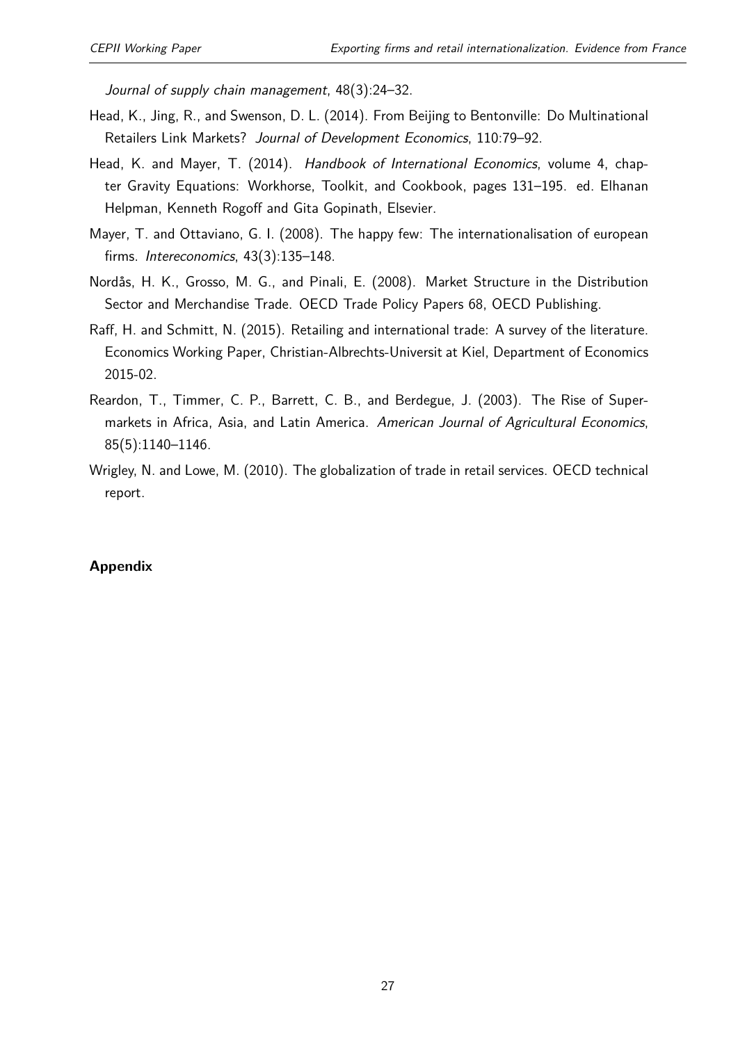*Journal of supply chain management*, 48(3):24–32.

Head, K., Jing, R., and Swenson, D. L. (2014). From Beijing to Bentonville: Do Multinational Retailers Link Markets? *Journal of Development Economics*, 110:79–92.

Head, K. and Mayer, T. (2014). *Handbook of International Economics*, volume 4, chapter Gravity Equations: Workhorse, Toolkit, and Cookbook, pages 131–195. ed. Elhanan Helpman, Kenneth Rogoff and Gita Gopinath, Elsevier.

Mayer, T. and Ottaviano, G. I. (2008). The happy few: The internationalisation of european firms. *Intereconomics*, 43(3):135–148.

Nordås, H. K., Grosso, M. G., and Pinali, E. (2008). Market Structure in the Distribution Sector and Merchandise Trade. OECD Trade Policy Papers 68, OECD Publishing.

Raff, H. and Schmitt, N. (2015). Retailing and international trade: A survey of the literature. Economics Working Paper, Christian-Albrechts-Universit at Kiel, Department of Economics 2015-02.

Reardon, T., Timmer, C. P., Barrett, C. B., and Berdegue, J. (2003). The Rise of Supermarkets in Africa, Asia, and Latin America. *American Journal of Agricultural Economics*, 85(5):1140–1146.

Wrigley, N. and Lowe, M. (2010). The globalization of trade in retail services. OECD technical report.

**Appendix**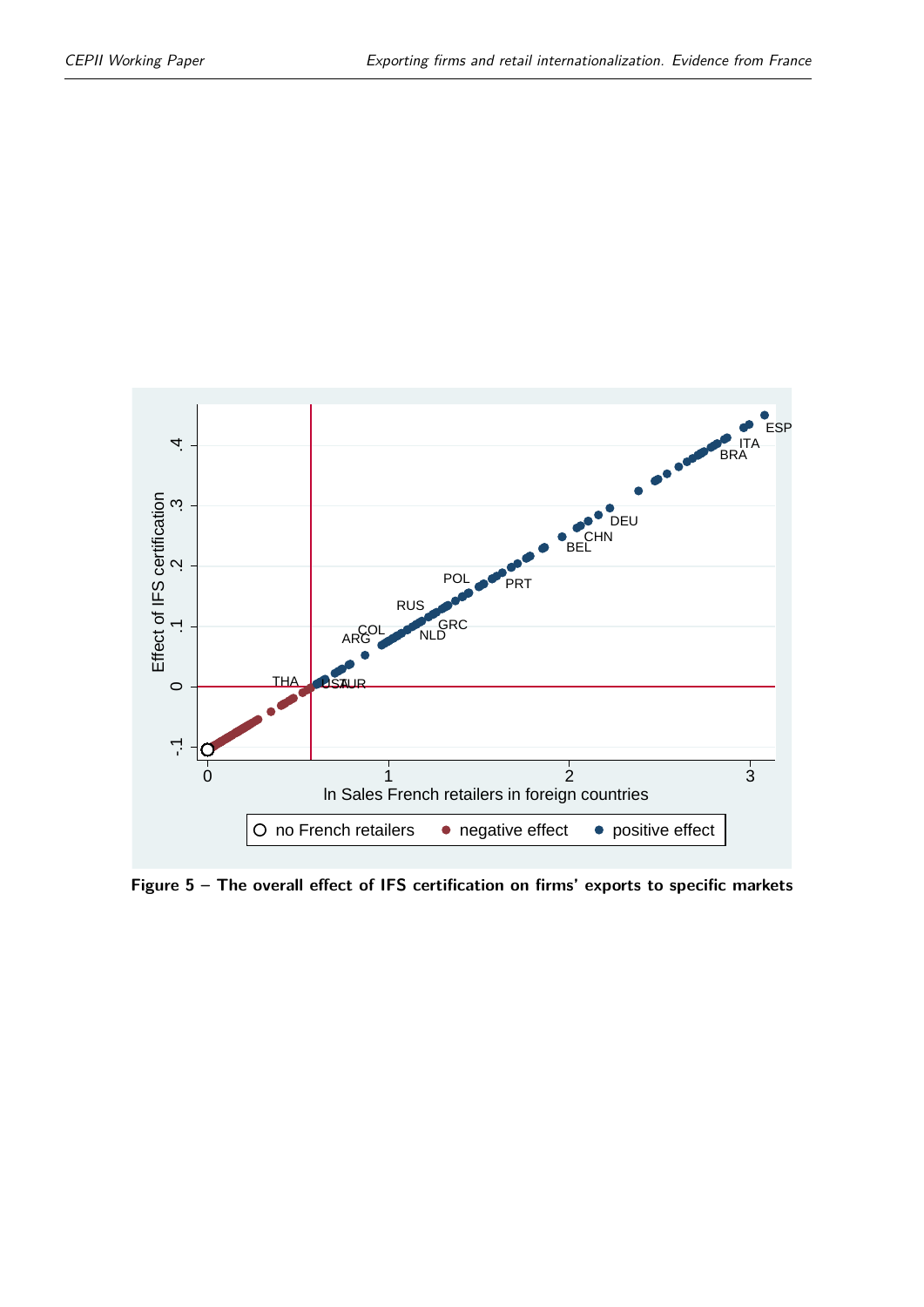Figure 5 – The overall effect of IFS certification on firms' exports to specific markets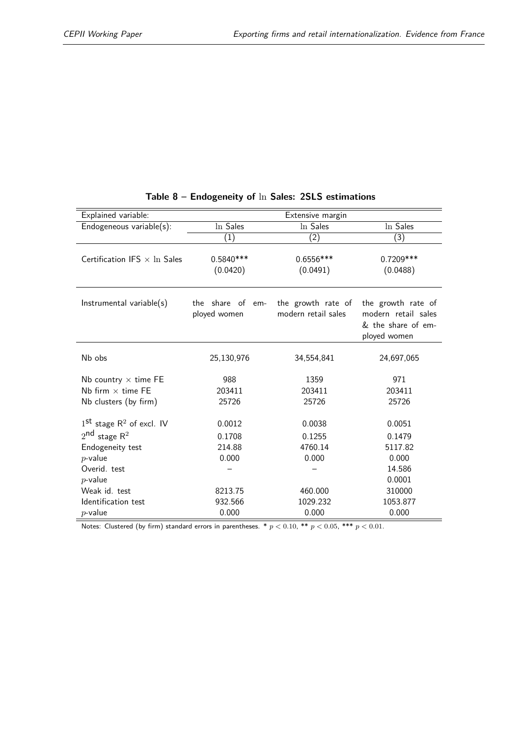**Table 8 – Endogeneity of $\ln$ Sales: 2SLS estimations**

| Explained variable: | Extensive margin | | |
|---|---|---|---|
| Endogeneous variable(s): | $\ln$ Sales | $\ln$ Sales | $\ln$ Sales |
| | (1) | (2) | (3) |
| Certification IFS $\times$ $\ln$ Sales | 0.5840*** | 0.6556*** | 0.7209*** |
| | (0.0420) | (0.0491) | (0.0488) |
| Instrumental variable(s) | the share of employed women | the growth rate of modern retail sales | the growth rate of modern retail sales & the share of employed women |
| Nb obs | 25,130,976 | 34,554,841 | 24,697,065 |
| Nb country $\times$ time FE | 988 | 1359 | 971 |
| Nb firm $\times$ time FE | 203411 | 203411 | 203411 |
| Nb clusters (by firm) | 25726 | 25726 | 25726 |
| $1^{st}$ stage $R^2$ of excl. IV | 0.0012 | 0.0038 | 0.0051 |
| $2^{nd}$ stage $R^2$ | 0.1708 | 0.1255 | 0.1479 |
| Endogeneity test | 214.88 | 4760.14 | 5117.82 |
| $p$-value | 0.000 | 0.000 | 0.000 |
| Overid. test | – | – | 14.586 |
| $p$-value | | | 0.0001 |
| Weak id. test | 8213.75 | 460.000 | 310000 |
| Identification test | 932.566 | 1029.232 | 1053.877 |
| $p$-value | 0.000 | 0.000 | 0.000 |

Notes: Clustered (by firm) standard errors in parentheses. * $p < 0.10$, ** $p < 0.05$, *** $p < 0.01$.